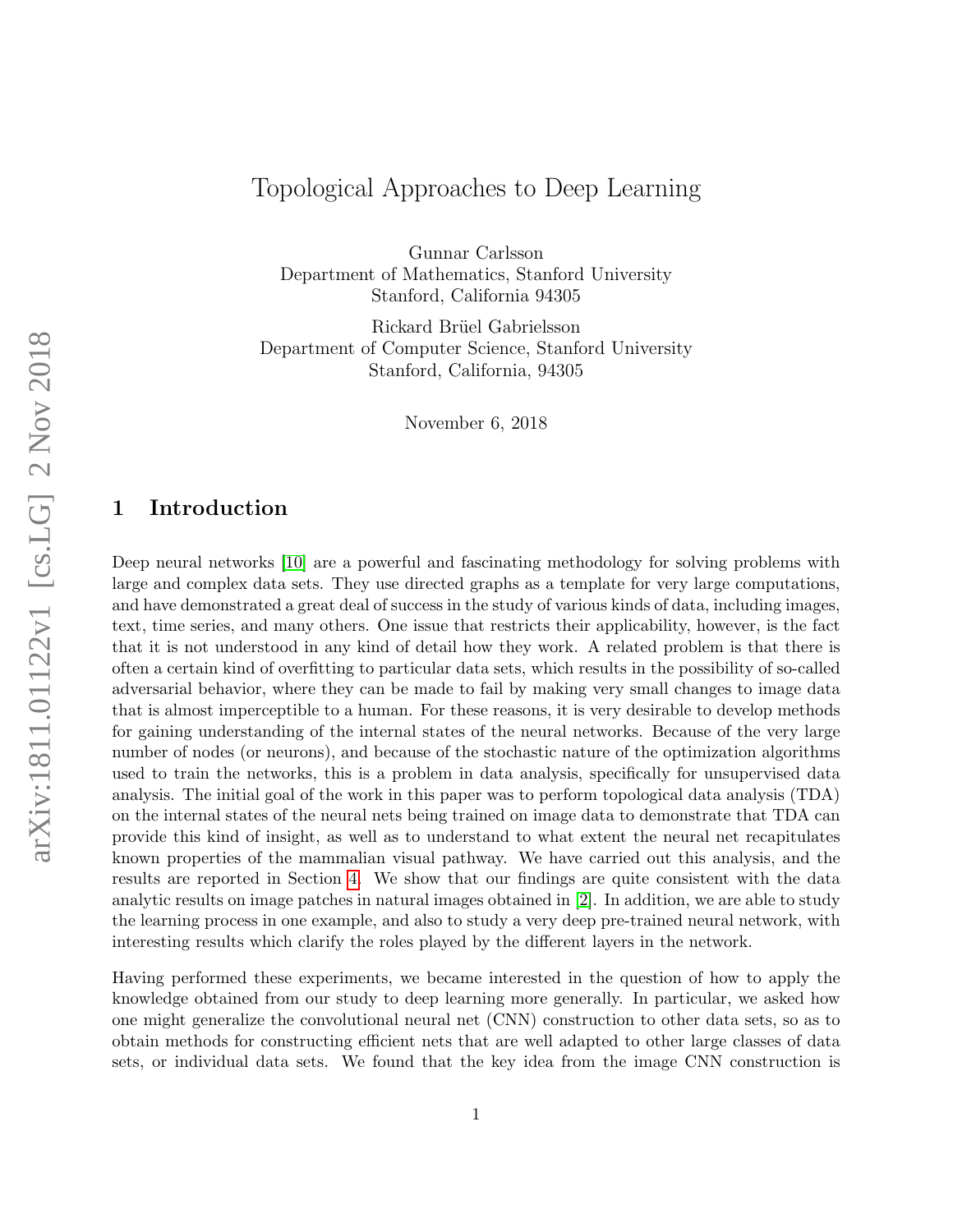# Topological Approaches to Deep Learning

Gunnar Carlsson
Department of Mathematics, Stanford University
Stanford, California 94305

Rickard Brüel Gabrielsson
Department of Computer Science, Stanford University
Stanford, California, 94305

November 6, 2018

## 1 Introduction

Deep neural networks [10] are a powerful and fascinating methodology for solving problems with large and complex data sets. They use directed graphs as a template for very large computations, and have demonstrated a great deal of success in the study of various kinds of data, including images, text, time series, and many others. One issue that restricts their applicability, however, is the fact that it is not understood in any kind of detail how they work. A related problem is that there is often a certain kind of overfitting to particular data sets, which results in the possibility of so-called adversarial behavior, where they can be made to fail by making very small changes to image data that is almost imperceptible to a human. For these reasons, it is very desirable to develop methods for gaining understanding of the internal states of the neural networks. Because of the very large number of nodes (or neurons), and because of the stochastic nature of the optimization algorithms used to train the networks, this is a problem in data analysis, specifically for unsupervised data analysis. The initial goal of the work in this paper was to perform topological data analysis (TDA) on the internal states of the neural nets being trained on image data to demonstrate that TDA can provide this kind of insight, as well as to understand to what extent the neural net recapitulates known properties of the mammalian visual pathway. We have carried out this analysis, and the results are reported in Section 4. We show that our findings are quite consistent with the data analytic results on image patches in natural images obtained in [2]. In addition, we are able to study the learning process in one example, and also to study a very deep pre-trained neural network, with interesting results which clarify the roles played by the different layers in the network.

Having performed these experiments, we became interested in the question of how to apply the knowledge obtained from our study to deep learning more generally. In particular, we asked how one might generalize the convolutional neural net (CNN) construction to other data sets, so as to obtain methods for constructing efficient nets that are well adapted to other large classes of data sets, or individual data sets. We found that the key idea from the image CNN construction is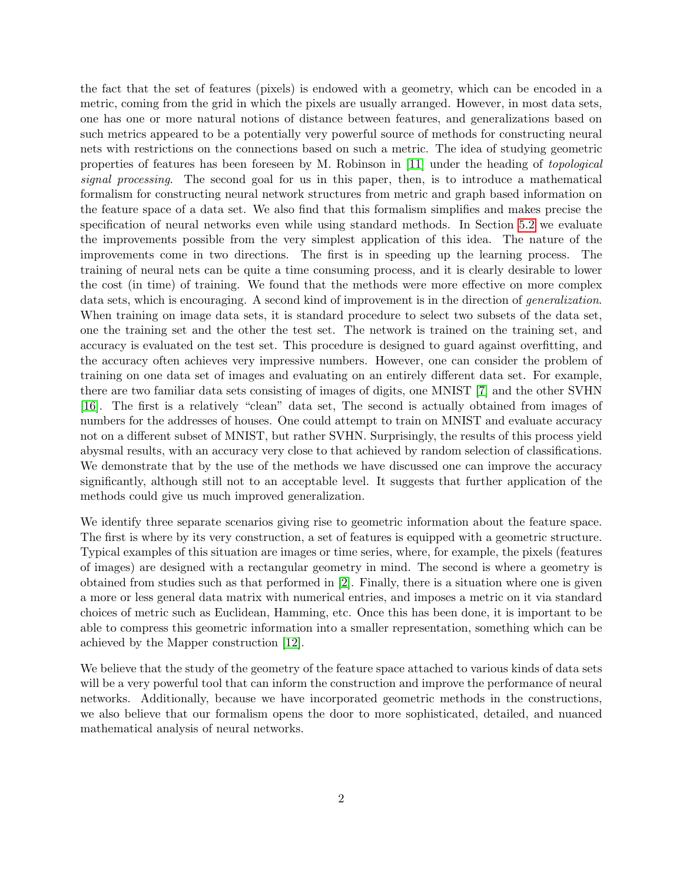the fact that the set of features (pixels) is endowed with a geometry, which can be encoded in a metric, coming from the grid in which the pixels are usually arranged. However, in most data sets, one has one or more natural notions of distance between features, and generalizations based on such metrics appeared to be a potentially very powerful source of methods for constructing neural nets with restrictions on the connections based on such a metric. The idea of studying geometric properties of features has been foreseen by M. Robinson in [11] under the heading of *topological signal processing*. The second goal for us in this paper, then, is to introduce a mathematical formalism for constructing neural network structures from metric and graph based information on the feature space of a data set. We also find that this formalism simplifies and makes precise the specification of neural networks even while using standard methods. In Section 5.2 we evaluate the improvements possible from the very simplest application of this idea. The nature of the improvements come in two directions. The first is in speeding up the learning process. The training of neural nets can be quite a time consuming process, and it is clearly desirable to lower the cost (in time) of training. We found that the methods were more effective on more complex data sets, which is encouraging. A second kind of improvement is in the direction of *generalization*. When training on image data sets, it is standard procedure to select two subsets of the data set, one the training set and the other the test set. The network is trained on the training set, and accuracy is evaluated on the test set. This procedure is designed to guard against overfitting, and the accuracy often achieves very impressive numbers. However, one can consider the problem of training on one data set of images and evaluating on an entirely different data set. For example, there are two familiar data sets consisting of images of digits, one MNIST [7] and the other SVHN [16]. The first is a relatively "clean" data set, The second is actually obtained from images of numbers for the addresses of houses. One could attempt to train on MNIST and evaluate accuracy not on a different subset of MNIST, but rather SVHN. Surprisingly, the results of this process yield abysmal results, with an accuracy very close to that achieved by random selection of classifications. We demonstrate that by the use of the methods we have discussed one can improve the accuracy significantly, although still not to an acceptable level. It suggests that further application of the methods could give us much improved generalization.

We identify three separate scenarios giving rise to geometric information about the feature space. The first is where by its very construction, a set of features is equipped with a geometric structure. Typical examples of this situation are images or time series, where, for example, the pixels (features of images) are designed with a rectangular geometry in mind. The second is where a geometry is obtained from studies such as that performed in [2]. Finally, there is a situation where one is given a more or less general data matrix with numerical entries, and imposes a metric on it via standard choices of metric such as Euclidean, Hamming, etc. Once this has been done, it is important to be able to compress this geometric information into a smaller representation, something which can be achieved by the Mapper construction [12].

We believe that the study of the geometry of the feature space attached to various kinds of data sets will be a very powerful tool that can inform the construction and improve the performance of neural networks. Additionally, because we have incorporated geometric methods in the constructions, we also believe that our formalism opens the door to more sophisticated, detailed, and nuanced mathematical analysis of neural networks.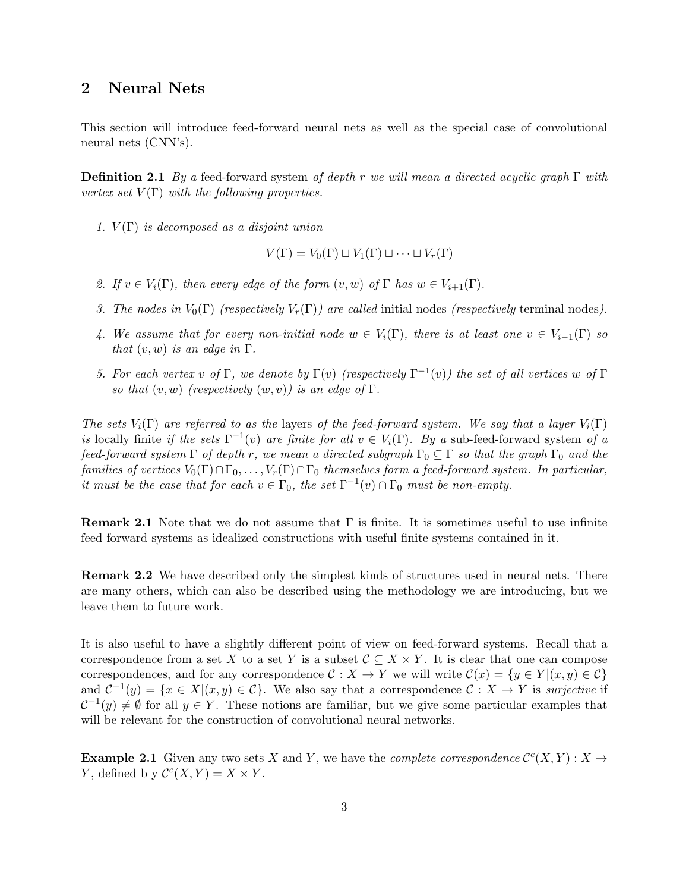## 2 Neural Nets

This section will introduce feed-forward neural nets as well as the special case of convolutional neural nets (CNN's).

**Definition 2.1** *By a* feed-forward system *of depth $r$ we will mean a directed acyclic graph $\Gamma$ with vertex set $V(\Gamma)$ with the following properties.*

1. *$V(\Gamma)$ is decomposed as a disjoint union*

$$V(\Gamma) = V_0(\Gamma) \sqcup V_1(\Gamma) \sqcup \cdots \sqcup V_r(\Gamma)$$

2. *If $v \in V_i(\Gamma)$, then every edge of the form $(v, w)$ of $\Gamma$ has $w \in V_{i+1}(\Gamma)$.*

3. *The nodes in $V_0(\Gamma)$ (respectively $V_r(\Gamma)$) are called* initial nodes *(respectively* terminal nodes*).*

4. *We assume that for every non-initial node $w \in V_i(\Gamma)$, there is at least one $v \in V_{i-1}(\Gamma)$ so that $(v, w)$ is an edge in $\Gamma$.*

5. *For each vertex $v$ of $\Gamma$, we denote by $\Gamma(v)$ (respectively $\Gamma^{-1}(v)$) the set of all vertices $w$ of $\Gamma$ so that $(v, w)$ (respectively $(w, v)$) is an edge of $\Gamma$.*

*The sets $V_i(\Gamma)$ are referred to as the* layers *of the feed-forward system. We say that a layer $V_i(\Gamma)$ is* locally finite *if the sets $\Gamma^{-1}(v)$ are finite for all $v \in V_i(\Gamma)$. By a* sub-feed-forward system *of a feed-forward system $\Gamma$ of depth $r$, we mean a directed subgraph $\Gamma_0 \subseteq \Gamma$ so that the graph $\Gamma_0$ and the families of vertices $V_0(\Gamma) \cap \Gamma_0, \ldots, V_r(\Gamma) \cap \Gamma_0$ themselves form a feed-forward system. In particular, it must be the case that for each $v \in \Gamma_0$, the set $\Gamma^{-1}(v) \cap \Gamma_0$ must be non-empty.*

**Remark 2.1** Note that we do not assume that $\Gamma$ is finite. It is sometimes useful to use infinite feed forward systems as idealized constructions with useful finite systems contained in it.

**Remark 2.2** We have described only the simplest kinds of structures used in neural nets. There are many others, which can also be described using the methodology we are introducing, but we leave them to future work.

It is also useful to have a slightly different point of view on feed-forward systems. Recall that a correspondence from a set $X$ to a set $Y$ is a subset $\mathcal{C} \subseteq X \times Y$. It is clear that one can compose correspondences, and for any correspondence $\mathcal{C} : X \to Y$ we will write $\mathcal{C}(x) = \{y \in Y | (x, y) \in \mathcal{C}\}$ and $\mathcal{C}^{-1}(y) = \{x \in X | (x, y) \in \mathcal{C}\}$. We also say that a correspondence $\mathcal{C} : X \to Y$ is *surjective* if $\mathcal{C}^{-1}(y) \neq \emptyset$ for all $y \in Y$. These notions are familiar, but we give some particular examples that will be relevant for the construction of convolutional neural networks.

**Example 2.1** Given any two sets $X$ and $Y$, we have the *complete correspondence* $\mathcal{C}^c(X, Y) : X \to Y$, defined b y $\mathcal{C}^c(X, Y) = X \times Y$.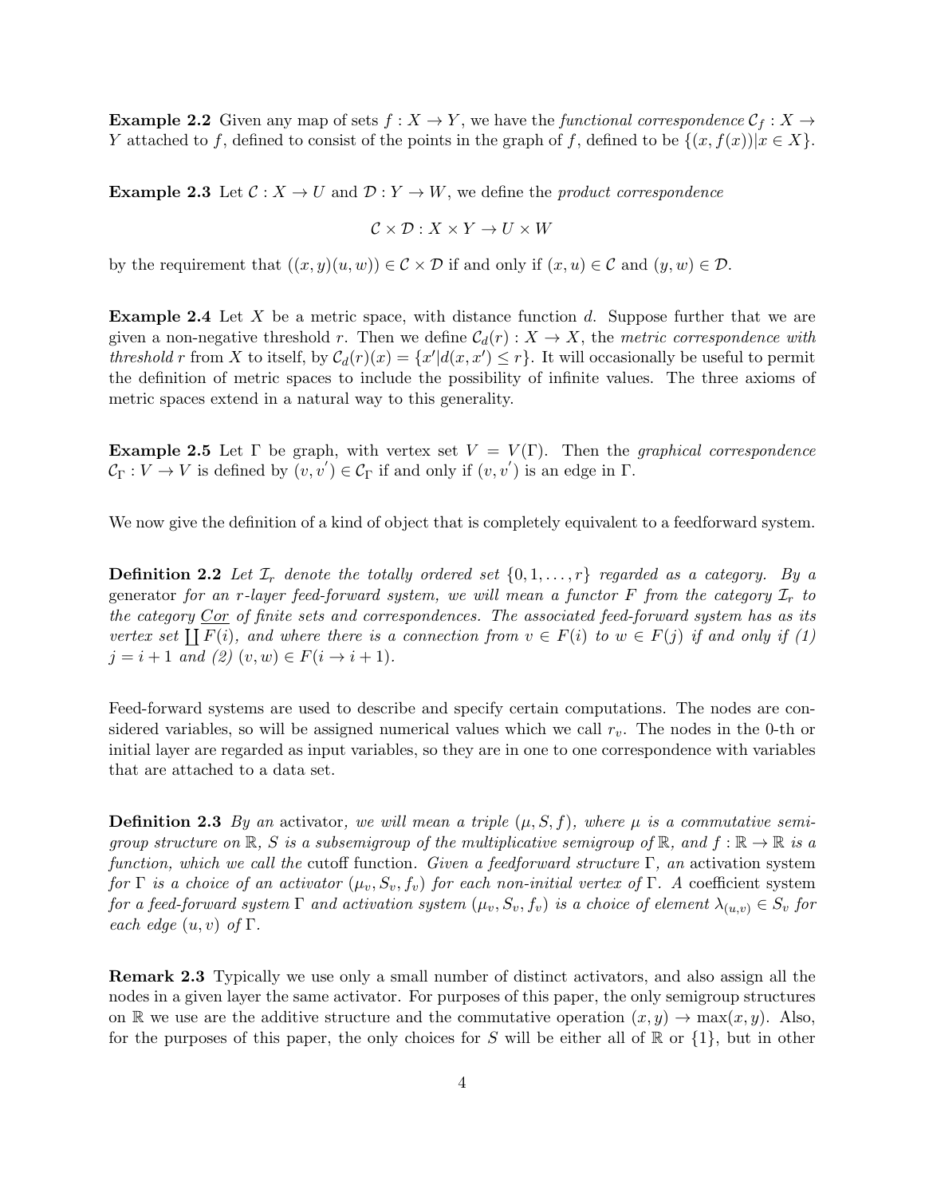**Example 2.2** Given any map of sets $f : X \to Y$, we have the *functional correspondence* $\mathcal{C}_f : X \to Y$ attached to $f$, defined to consist of the points in the graph of $f$, defined to be $\{(x, f(x)) | x \in X\}$.

**Example 2.3** Let $\mathcal{C} : X \to U$ and $\mathcal{D} : Y \to W$, we define the *product correspondence*

$$\mathcal{C} \times \mathcal{D} : X \times Y \to U \times W$$

by the requirement that $((x, y)(u, w)) \in \mathcal{C} \times \mathcal{D}$ if and only if $(x, u) \in \mathcal{C}$ and $(y, w) \in \mathcal{D}$.

**Example 2.4** Let $X$ be a metric space, with distance function $d$. Suppose further that we are given a non-negative threshold $r$. Then we define $\mathcal{C}_d(r) : X \to X$, the *metric correspondence with threshold* $r$ from $X$ to itself, by $\mathcal{C}_d(r)(x) = \{x' | d(x, x') \leq r\}$. It will occasionally be useful to permit the definition of metric spaces to include the possibility of infinite values. The three axioms of metric spaces extend in a natural way to this generality.

**Example 2.5** Let $\Gamma$ be graph, with vertex set $V = V(\Gamma)$. Then the *graphical correspondence* $\mathcal{C}_\Gamma : V \to V$ is defined by $(v, v') \in \mathcal{C}_\Gamma$ if and only if $(v, v')$ is an edge in $\Gamma$.

We now give the definition of a kind of object that is completely equivalent to a feedforward system.

**Definition 2.2** *Let $\mathcal{I}_r$ denote the totally ordered set $\{0, 1, \ldots, r\}$ regarded as a category. By a* generator *for an $r$-layer feed-forward system, we will mean a functor $F$ from the category $\mathcal{I}_r$ to the category* Cor *of finite sets and correspondences. The associated feed-forward system has as its vertex set $\coprod F(i)$, and where there is a connection from $v \in F(i)$ to $w \in F(j)$ if and only if (1) $j = i + 1$ and (2) $(v, w) \in F(i \to i + 1)$.*

Feed-forward systems are used to describe and specify certain computations. The nodes are considered variables, so will be assigned numerical values which we call $r_v$. The nodes in the 0-th or initial layer are regarded as input variables, so they are in one to one correspondence with variables that are attached to a data set.

**Definition 2.3** *By an* activator*, we will mean a triple $(\mu, S, f)$, where $\mu$ is a commutative semigroup structure on $\mathbb{R}$, $S$ is a subsemigroup of the multiplicative semigroup of $\mathbb{R}$, and $f : \mathbb{R} \to \mathbb{R}$ is a function, which we call the* cutoff function. *Given a feedforward structure $\Gamma$, an* activation system *for $\Gamma$ is a choice of an activator $(\mu_v, S_v, f_v)$ for each non-initial vertex of $\Gamma$. A* coefficient system *for a feed-forward system $\Gamma$ and activation system $(\mu_v, S_v, f_v)$ is a choice of element $\lambda_{(u,v)} \in S_v$ for each edge $(u, v)$ of $\Gamma$.*

**Remark 2.3** Typically we use only a small number of distinct activators, and also assign all the nodes in a given layer the same activator. For purposes of this paper, the only semigroup structures on $\mathbb{R}$ we use are the additive structure and the commutative operation $(x, y) \to \max(x, y)$. Also, for the purposes of this paper, the only choices for $S$ will be either all of $\mathbb{R}$ or $\{1\}$, but in other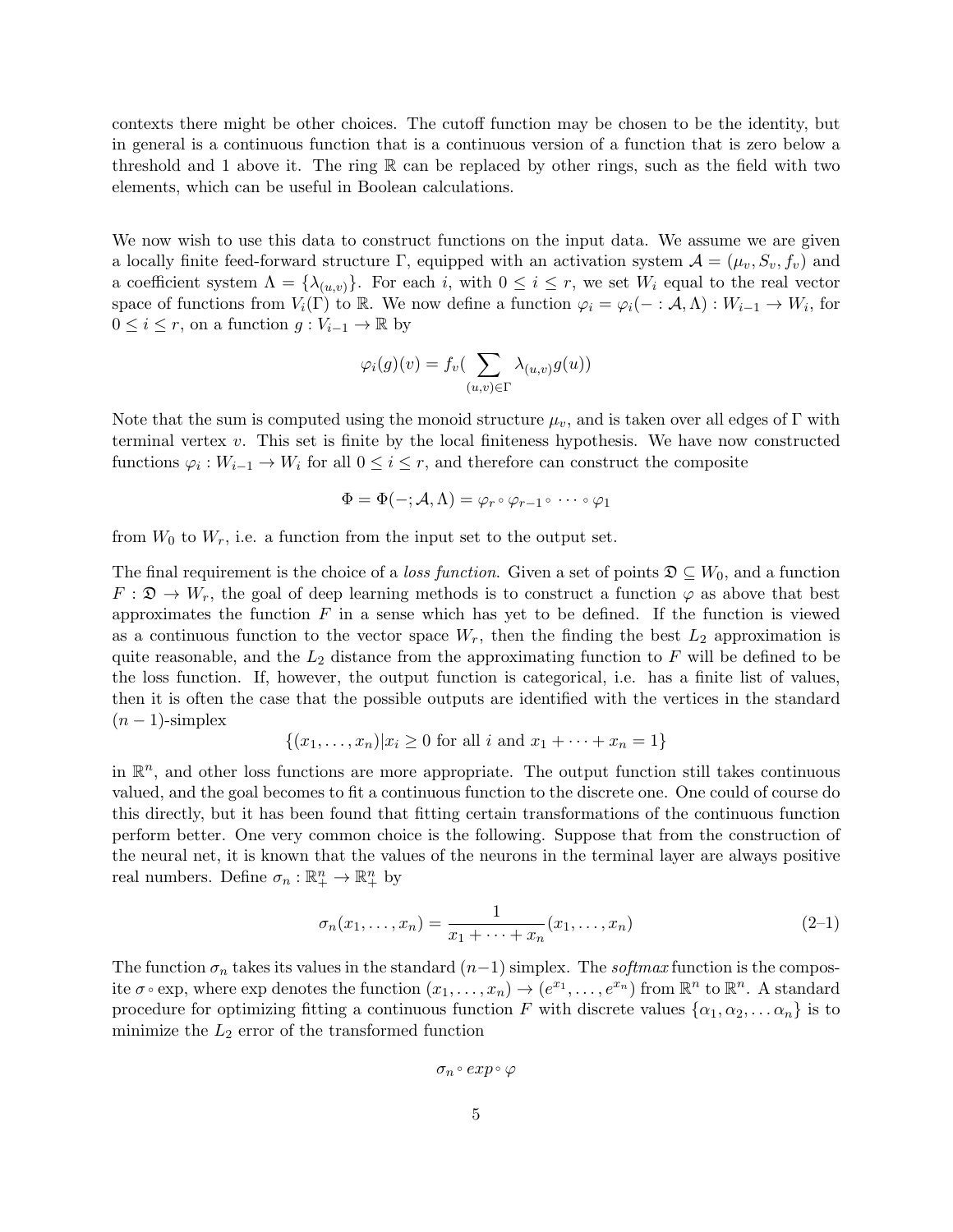contexts there might be other choices. The cutoff function may be chosen to be the identity, but in general is a continuous function that is a continuous version of a function that is zero below a threshold and 1 above it. The ring $\mathbb{R}$ can be replaced by other rings, such as the field with two elements, which can be useful in Boolean calculations.

We now wish to use this data to construct functions on the input data. We assume we are given a locally finite feed-forward structure $\Gamma$, equipped with an activation system $\mathcal{A} = (\mu_v, S_v, f_v)$ and a coefficient system $\Lambda = \{\lambda_{(u,v)}\}$. For each $i$, with $0 \leq i \leq r$, we set $W_i$ equal to the real vector space of functions from $V_i(\Gamma)$ to $\mathbb{R}$. We now define a function $\varphi_i = \varphi_i(- : \mathcal{A}, \Lambda) : W_{i-1} \to W_i$, for $0 \leq i \leq r$, on a function $g : V_{i-1} \to \mathbb{R}$ by

$$\varphi_i(g)(v) = f_v(\sum_{(u,v) \in \Gamma} \lambda_{(u,v)} g(u))$$

Note that the sum is computed using the monoid structure $\mu_v$, and is taken over all edges of $\Gamma$ with terminal vertex $v$. This set is finite by the local finiteness hypothesis. We have now constructed functions $\varphi_i : W_{i-1} \to W_i$ for all $0 \leq i \leq r$, and therefore can construct the composite

$$\Phi = \Phi(-; \mathcal{A}, \Lambda) = \varphi_r \circ \varphi_{r-1} \circ \cdots \circ \varphi_1$$

from $W_0$ to $W_r$, i.e. a function from the input set to the output set.

The final requirement is the choice of a *loss function*. Given a set of points $\mathfrak{D} \subseteq W_0$, and a function $F : \mathfrak{D} \to W_r$, the goal of deep learning methods is to construct a function $\varphi$ as above that best approximates the function $F$ in a sense which has yet to be defined. If the function is viewed as a continuous function to the vector space $W_r$, then the finding the best $L_2$ approximation is quite reasonable, and the $L_2$ distance from the approximating function to $F$ will be defined to be the loss function. If, however, the output function is categorical, i.e. has a finite list of values, then it is often the case that the possible outputs are identified with the vertices in the standard $(n-1)$-simplex

$$\{(x_1, \ldots, x_n) | x_i \geq 0 \text{ for all } i \text{ and } x_1 + \cdots + x_n = 1\}$$

in $\mathbb{R}^n$, and other loss functions are more appropriate. The output function still takes continuous valued, and the goal becomes to fit a continuous function to the discrete one. One could of course do this directly, but it has been found that fitting certain transformations of the continuous function perform better. One very common choice is the following. Suppose that from the construction of the neural net, it is known that the values of the neurons in the terminal layer are always positive real numbers. Define $\sigma_n : \mathbb{R}^n_+ \to \mathbb{R}^n_+$ by

$$\sigma_n(x_1, \ldots, x_n) = \frac{1}{x_1 + \cdots + x_n}(x_1, \ldots, x_n) \tag{2–1}$$

The function $\sigma_n$ takes its values in the standard $(n-1)$ simplex. The *softmax* function is the composite $\sigma \circ \exp$, where exp denotes the function $(x_1, \ldots, x_n) \to (e^{x_1}, \ldots, e^{x_n})$ from $\mathbb{R}^n$ to $\mathbb{R}^n$. A standard procedure for optimizing fitting a continuous function $F$ with discrete values $\{\alpha_1, \alpha_2, \ldots \alpha_n\}$ is to minimize the $L_2$ error of the transformed function

$$\sigma_n \circ exp \circ \varphi$$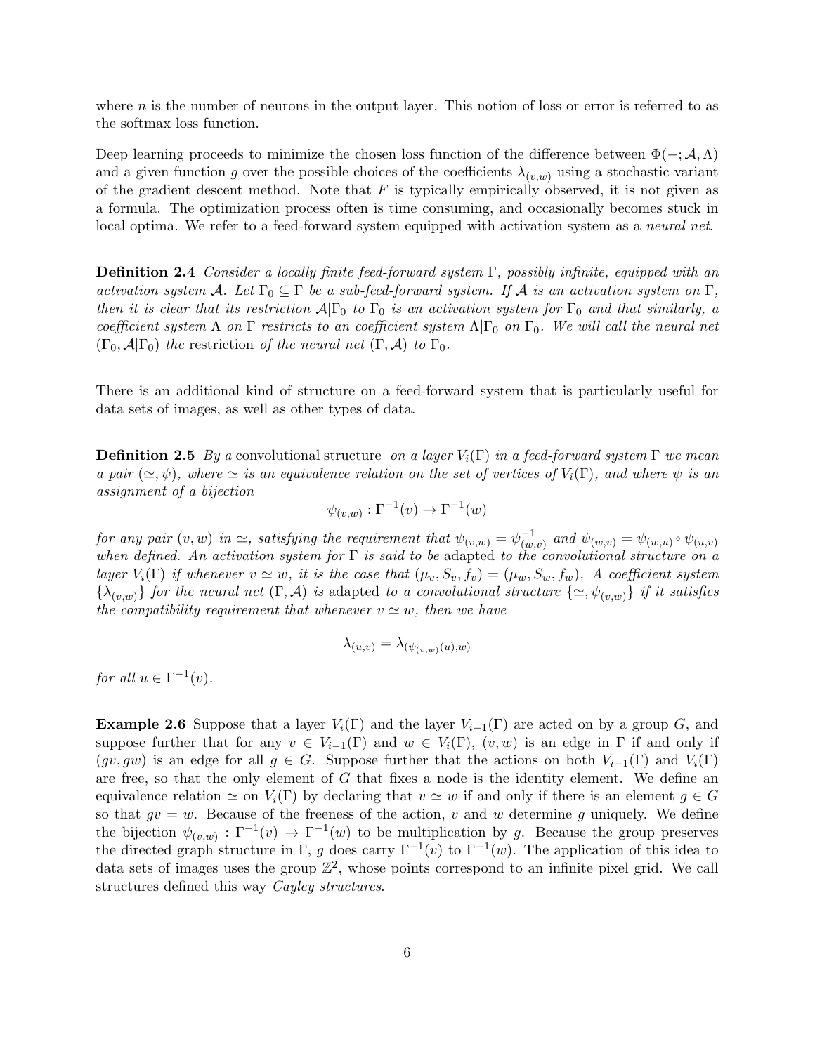where $n$ is the number of neurons in the output layer. This notion of loss or error is referred to as the softmax loss function.

Deep learning proceeds to minimize the chosen loss function of the difference between $\Phi(-;\mathcal{A},\Lambda)$ and a given function $g$ over the possible choices of the coefficients $\lambda_{(v,w)}$ using a stochastic variant of the gradient descent method. Note that $F$ is typically empirically observed, it is not given as a formula. The optimization process often is time consuming, and occasionally becomes stuck in local optima. We refer to a feed-forward system equipped with activation system as a *neural net*.

**Definition 2.4** *Consider a locally finite feed-forward system $\Gamma$, possibly infinite, equipped with an activation system $\mathcal{A}$. Let $\Gamma_0 \subseteq \Gamma$ be a sub-feed-forward system. If $\mathcal{A}$ is an activation system on $\Gamma$, then it is clear that its restriction $\mathcal{A}|\Gamma_0$ to $\Gamma_0$ is an activation system for $\Gamma_0$ and that similarly, a coefficient system $\Lambda$ on $\Gamma$ restricts to an coefficient system $\Lambda|\Gamma_0$ on $\Gamma_0$. We will call the neural net $(\Gamma_0, \mathcal{A}|\Gamma_0)$ the* restriction *of the neural net $(\Gamma,\mathcal{A})$ to $\Gamma_0$.*

There is an additional kind of structure on a feed-forward system that is particularly useful for data sets of images, as well as other types of data.

**Definition 2.5** *By a* convolutional structure *on a layer $V_i(\Gamma)$ in a feed-forward system $\Gamma$ we mean a pair $(\simeq, \psi)$, where $\simeq$ is an equivalence relation on the set of vertices of $V_i(\Gamma)$, and where $\psi$ is an assignment of a bijection*

$$\psi_{(v,w)} : \Gamma^{-1}(v) \to \Gamma^{-1}(w)$$

*for any pair $(v,w)$ in $\simeq$, satisfying the requirement that $\psi_{(v,w)} = \psi^{-1}_{(w,v)}$ and $\psi_{(w,v)} = \psi_{(w,u)} \circ \psi_{(u,v)}$ when defined. An activation system for $\Gamma$ is said to be* adapted *to the convolutional structure on a layer $V_i(\Gamma)$ if whenever $v \simeq w$, it is the case that $(\mu_v, S_v, f_v) = (\mu_w, S_w, f_w)$. A coefficient system $\{\lambda_{(v,w)}\}$ for the neural net $(\Gamma,\mathcal{A})$ is* adapted *to a convolutional structure $\{\simeq, \psi_{(v,w)}\}$ if it satisfies the compatibility requirement that whenever $v \simeq w$, then we have*

$$\lambda_{(u,v)} = \lambda_{(\psi_{(v,w)}(u),w)}$$

*for all $u \in \Gamma^{-1}(v)$.*

**Example 2.6** Suppose that a layer $V_i(\Gamma)$ and the layer $V_{i-1}(\Gamma)$ are acted on by a group $G$, and suppose further that for any $v \in V_{i-1}(\Gamma)$ and $w \in V_i(\Gamma)$, $(v,w)$ is an edge in $\Gamma$ if and only if $(gv, gw)$ is an edge for all $g \in G$. Suppose further that the actions on both $V_{i-1}(\Gamma)$ and $V_i(\Gamma)$ are free, so that the only element of $G$ that fixes a node is the identity element. We define an equivalence relation $\simeq$ on $V_i(\Gamma)$ by declaring that $v \simeq w$ if and only if there is an element $g \in G$ so that $gv = w$. Because of the freeness of the action, $v$ and $w$ determine $g$ uniquely. We define the bijection $\psi_{(v,w)} : \Gamma^{-1}(v) \to \Gamma^{-1}(w)$ to be multiplication by $g$. Because the group preserves the directed graph structure in $\Gamma$, $g$ does carry $\Gamma^{-1}(v)$ to $\Gamma^{-1}(w)$. The application of this idea to data sets of images uses the group $\mathbb{Z}^2$, whose points correspond to an infinite pixel grid. We call structures defined this way *Cayley structures*.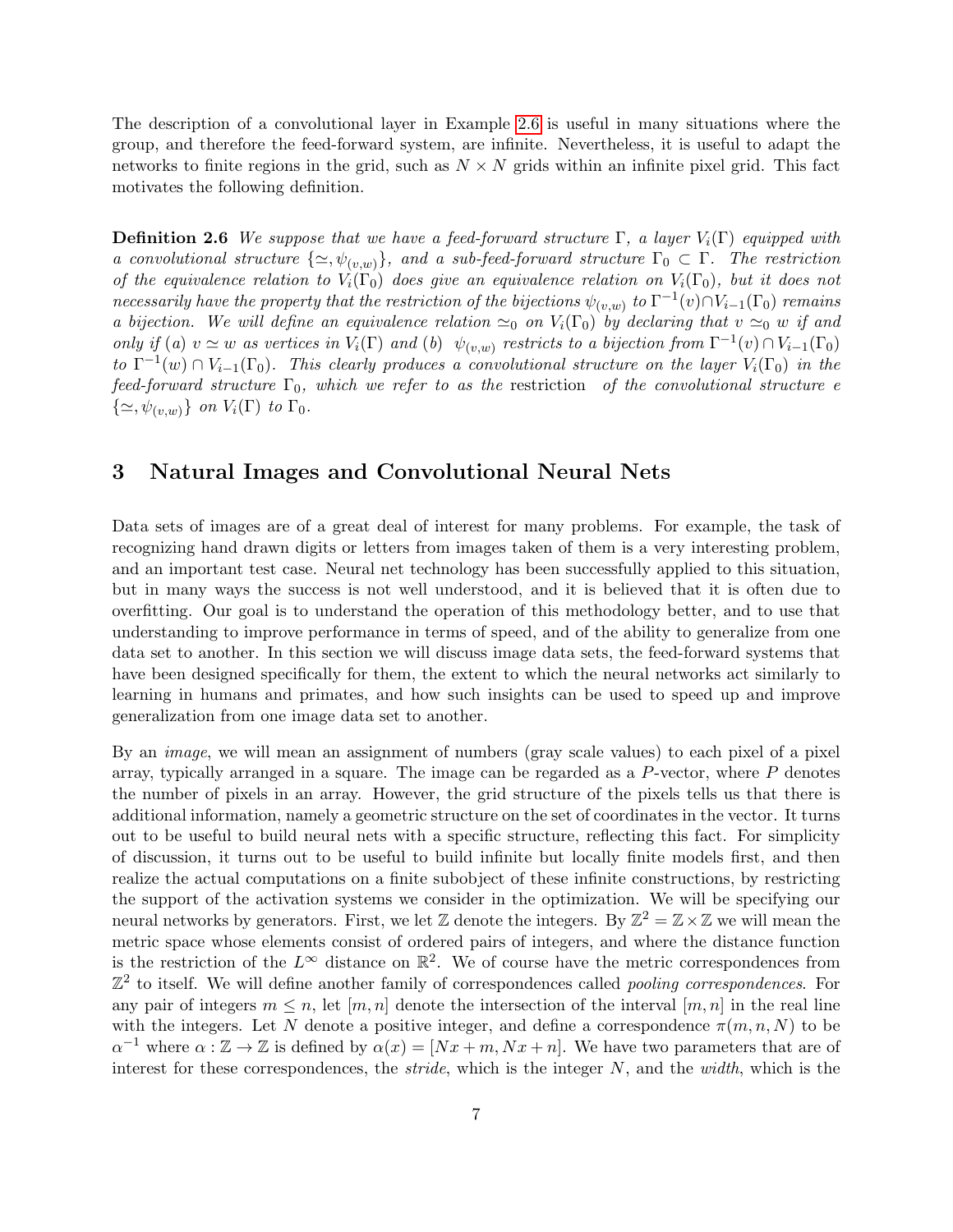The description of a convolutional layer in Example 2.6 is useful in many situations where the group, and therefore the feed-forward system, are infinite. Nevertheless, it is useful to adapt the networks to finite regions in the grid, such as $N \times N$ grids within an infinite pixel grid. This fact motivates the following definition.

**Definition 2.6** *We suppose that we have a feed-forward structure $\Gamma$, a layer $V_i(\Gamma)$ equipped with a convolutional structure $\{\simeq, \psi_{(v,w)}\}$, and a sub-feed-forward structure $\Gamma_0 \subset \Gamma$. The restriction of the equivalence relation to $V_i(\Gamma_0)$ does give an equivalence relation on $V_i(\Gamma_0)$, but it does not necessarily have the property that the restriction of the bijections $\psi_{(v,w)}$ to $\Gamma^{-1}(v) \cap V_{i-1}(\Gamma_0)$ remains a bijection. We will define an equivalence relation $\simeq_0$ on $V_i(\Gamma_0)$ by declaring that $v \simeq_0 w$ if and only if (a) $v \simeq w$ as vertices in $V_i(\Gamma)$ and (b) $\psi_{(v,w)}$ restricts to a bijection from $\Gamma^{-1}(v) \cap V_{i-1}(\Gamma_0)$ to $\Gamma^{-1}(w) \cap V_{i-1}(\Gamma_0)$. This clearly produces a convolutional structure on the layer $V_i(\Gamma_0)$ in the feed-forward structure $\Gamma_0$, which we refer to as the* restriction *of the convolutional structure e $\{\simeq, \psi_{(v,w)}\}$ on $V_i(\Gamma)$ to $\Gamma_0$.*

## 3 Natural Images and Convolutional Neural Nets

Data sets of images are of a great deal of interest for many problems. For example, the task of recognizing hand drawn digits or letters from images taken of them is a very interesting problem, and an important test case. Neural net technology has been successfully applied to this situation, but in many ways the success is not well understood, and it is believed that it is often due to overfitting. Our goal is to understand the operation of this methodology better, and to use that understanding to improve performance in terms of speed, and of the ability to generalize from one data set to another. In this section we will discuss image data sets, the feed-forward systems that have been designed specifically for them, the extent to which the neural networks act similarly to learning in humans and primates, and how such insights can be used to speed up and improve generalization from one image data set to another.

By an *image*, we will mean an assignment of numbers (gray scale values) to each pixel of a pixel array, typically arranged in a square. The image can be regarded as a $P$-vector, where $P$ denotes the number of pixels in an array. However, the grid structure of the pixels tells us that there is additional information, namely a geometric structure on the set of coordinates in the vector. It turns out to be useful to build neural nets with a specific structure, reflecting this fact. For simplicity of discussion, it turns out to be useful to build infinite but locally finite models first, and then realize the actual computations on a finite subobject of these infinite constructions, by restricting the support of the activation systems we consider in the optimization. We will be specifying our neural networks by generators. First, we let $\mathbb{Z}$ denote the integers. By $\mathbb{Z}^2 = \mathbb{Z} \times \mathbb{Z}$ we will mean the metric space whose elements consist of ordered pairs of integers, and where the distance function is the restriction of the $L^\infty$ distance on $\mathbb{R}^2$. We of course have the metric correspondences from $\mathbb{Z}^2$ to itself. We will define another family of correspondences called *pooling correspondences*. For any pair of integers $m \leq n$, let $[m, n]$ denote the intersection of the interval $[m, n]$ in the real line with the integers. Let $N$ denote a positive integer, and define a correspondence $\pi(m, n, N)$ to be $\alpha^{-1}$ where $\alpha : \mathbb{Z} \to \mathbb{Z}$ is defined by $\alpha(x) = [Nx + m, Nx + n]$. We have two parameters that are of interest for these correspondences, the *stride*, which is the integer $N$, and the *width*, which is the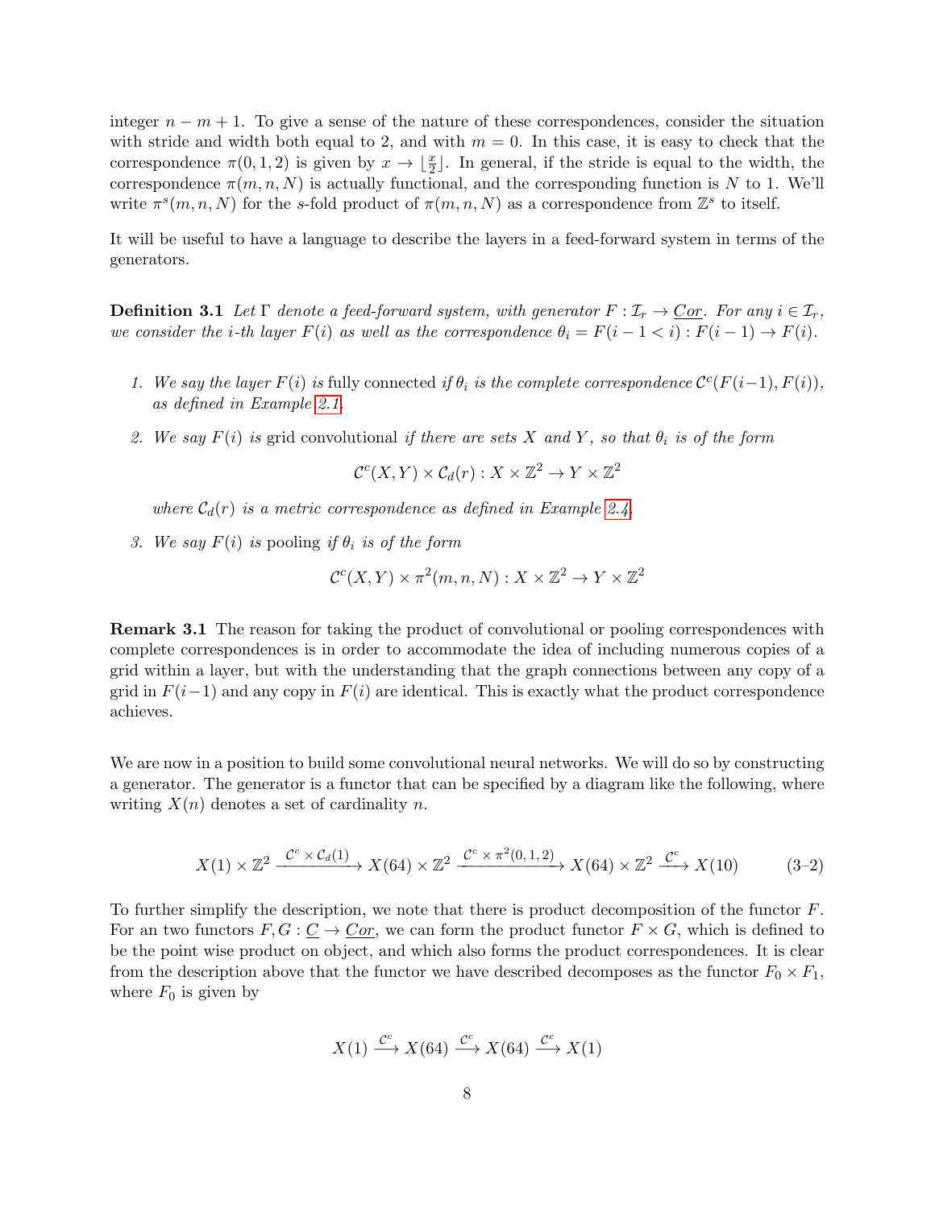integer $n - m + 1$. To give a sense of the nature of these correspondences, consider the situation with stride and width both equal to 2, and with $m = 0$. In this case, it is easy to check that the correspondence $\pi(0, 1, 2)$ is given by $x \to \lfloor \frac{x}{2} \rfloor$. In general, if the stride is equal to the width, the correspondence $\pi(m, n, N)$ is actually functional, and the corresponding function is $N$ to 1. We'll write $\pi^s(m, n, N)$ for the $s$-fold product of $\pi(m, n, N)$ as a correspondence from $\mathbb{Z}^s$ to itself.

It will be useful to have a language to describe the layers in a feed-forward system in terms of the generators.

**Definition 3.1** *Let $\Gamma$ denote a feed-forward system, with generator $F : \mathcal{I}_r \to \underline{Cor}$. For any $i \in \mathcal{I}_r$, we consider the $i$-th layer $F(i)$ as well as the correspondence $\theta_i = F(i-1 < i) : F(i-1) \to F(i)$.*

1. *We say the layer $F(i)$ is* fully connected *if $\theta_i$ is the complete correspondence $\mathcal{C}^c(F(i-1), F(i))$, as defined in Example 2.1.*

2. *We say $F(i)$ is* grid convolutional *if there are sets $X$ and $Y$, so that $\theta_i$ is of the form*

$$\mathcal{C}^c(X, Y) \times \mathcal{C}_d(r) : X \times \mathbb{Z}^2 \to Y \times \mathbb{Z}^2$$

*where $\mathcal{C}_d(r)$ is a metric correspondence as defined in Example 2.4.*

3. *We say $F(i)$ is* pooling *if $\theta_i$ is of the form*

$$\mathcal{C}^c(X, Y) \times \pi^2(m, n, N) : X \times \mathbb{Z}^2 \to Y \times \mathbb{Z}^2$$

**Remark 3.1** The reason for taking the product of convolutional or pooling correspondences with complete correspondences is in order to accommodate the idea of including numerous copies of a grid within a layer, but with the understanding that the graph connections between any copy of a grid in $F(i-1)$ and any copy in $F(i)$ are identical. This is exactly what the product correspondence achieves.

We are now in a position to build some convolutional neural networks. We will do so by constructing a generator. The generator is a functor that can be specified by a diagram like the following, where writing $X(n)$ denotes a set of cardinality $n$.

$$X(1) \times \mathbb{Z}^2 \xrightarrow{\mathcal{C}^c \times \mathcal{C}_d(1)} X(64) \times \mathbb{Z}^2 \xrightarrow{\mathcal{C}^c \times \pi^2(0,1,2)} X(64) \times \mathbb{Z}^2 \xrightarrow{\mathcal{C}^c} X(10) \tag{3–2}$$

To further simplify the description, we note that there is product decomposition of the functor $F$. For an two functors $F, G : \underline{C} \to \underline{Cor}$, we can form the product functor $F \times G$, which is defined to be the point wise product on object, and which also forms the product correspondences. It is clear from the description above that the functor we have described decomposes as the functor $F_0 \times F_1$, where $F_0$ is given by

$$X(1) \xrightarrow{\mathcal{C}^c} X(64) \xrightarrow{\mathcal{C}^c} X(64) \xrightarrow{\mathcal{C}^c} X(1)$$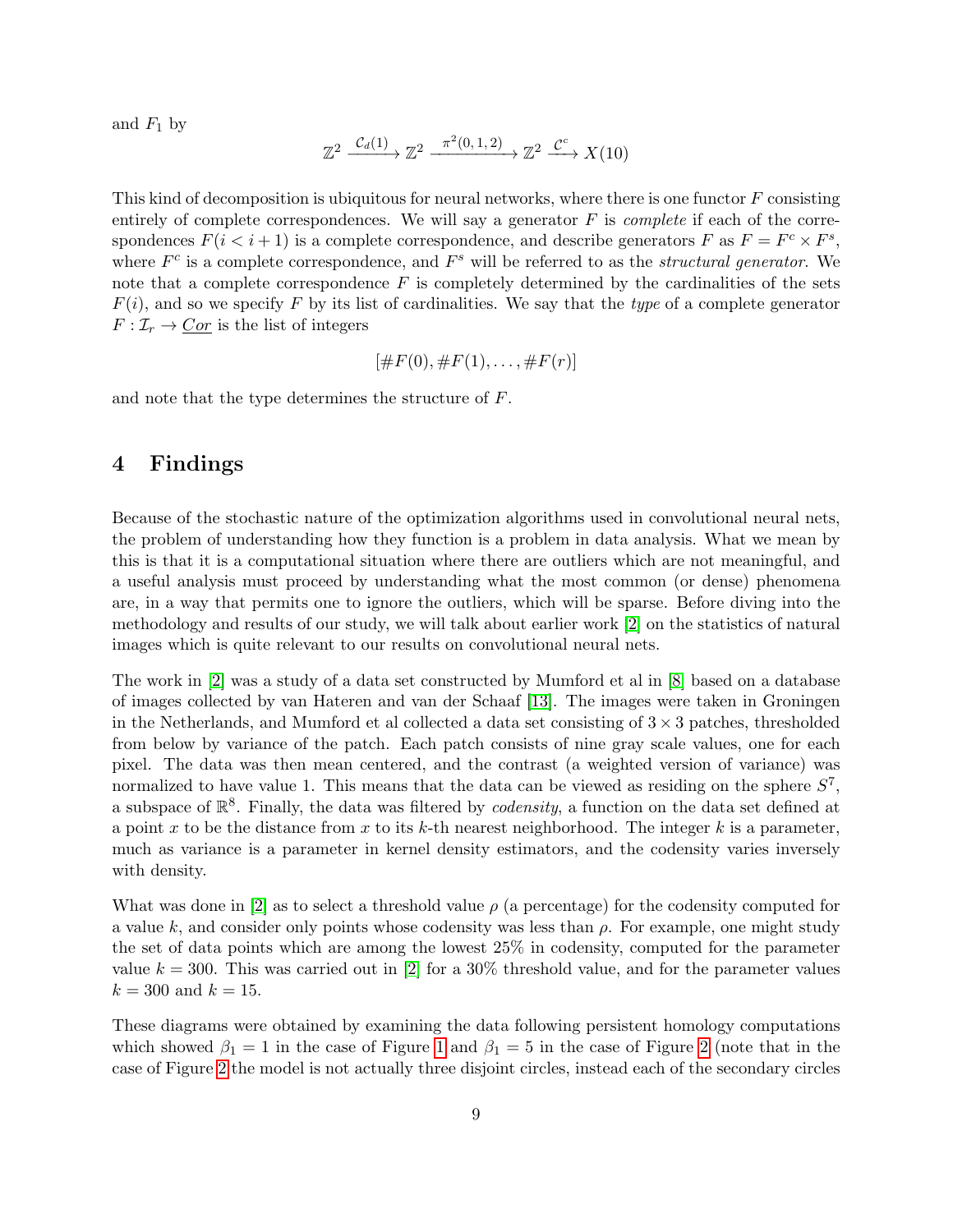and $F_1$ by

$$\mathbb{Z}^2 \xrightarrow{\mathcal{C}_d(1)} \mathbb{Z}^2 \xrightarrow{\pi^2(0,1,2)} \mathbb{Z}^2 \xrightarrow{\mathcal{C}^c} X(10)$$

This kind of decomposition is ubiquitous for neural networks, where there is one functor $F$ consisting entirely of complete correspondences. We will say a generator $F$ is *complete* if each of the correspondences $F(i < i+1)$ is a complete correspondence, and describe generators $F$ as $F = F^c \times F^s$, where $F^c$ is a complete correspondence, and $F^s$ will be referred to as the *structural generator*. We note that a complete correspondence $F$ is completely determined by the cardinalities of the sets $F(i)$, and so we specify $F$ by its list of cardinalities. We say that the *type* of a complete generator $F : \mathcal{I}_r \to \underline{Cor}$ is the list of integers

$$[\#F(0), \#F(1), \ldots, \#F(r)]$$

and note that the type determines the structure of $F$.

## 4 Findings

Because of the stochastic nature of the optimization algorithms used in convolutional neural nets, the problem of understanding how they function is a problem in data analysis. What we mean by this is that it is a computational situation where there are outliers which are not meaningful, and a useful analysis must proceed by understanding what the most common (or dense) phenomena are, in a way that permits one to ignore the outliers, which will be sparse. Before diving into the methodology and results of our study, we will talk about earlier work [2] on the statistics of natural images which is quite relevant to our results on convolutional neural nets.

The work in [2] was a study of a data set constructed by Mumford et al in [8] based on a database of images collected by van Hateren and van der Schaaf [13]. The images were taken in Groningen in the Netherlands, and Mumford et al collected a data set consisting of $3 \times 3$ patches, thresholded from below by variance of the patch. Each patch consists of nine gray scale values, one for each pixel. The data was then mean centered, and the contrast (a weighted version of variance) was normalized to have value 1. This means that the data can be viewed as residing on the sphere $S^7$, a subspace of $\mathbb{R}^8$. Finally, the data was filtered by *codensity*, a function on the data set defined at a point $x$ to be the distance from $x$ to its $k$-th nearest neighborhood. The integer $k$ is a parameter, much as variance is a parameter in kernel density estimators, and the codensity varies inversely with density.

What was done in [2] as to select a threshold value $\rho$ (a percentage) for the codensity computed for a value $k$, and consider only points whose codensity was less than $\rho$. For example, one might study the set of data points which are among the lowest 25% in codensity, computed for the parameter value $k = 300$. This was carried out in [2] for a 30% threshold value, and for the parameter values $k = 300$ and $k = 15$.

These diagrams were obtained by examining the data following persistent homology computations which showed $\beta_1 = 1$ in the case of Figure 1 and $\beta_1 = 5$ in the case of Figure 2 (note that in the case of Figure 2 the model is not actually three disjoint circles, instead each of the secondary circles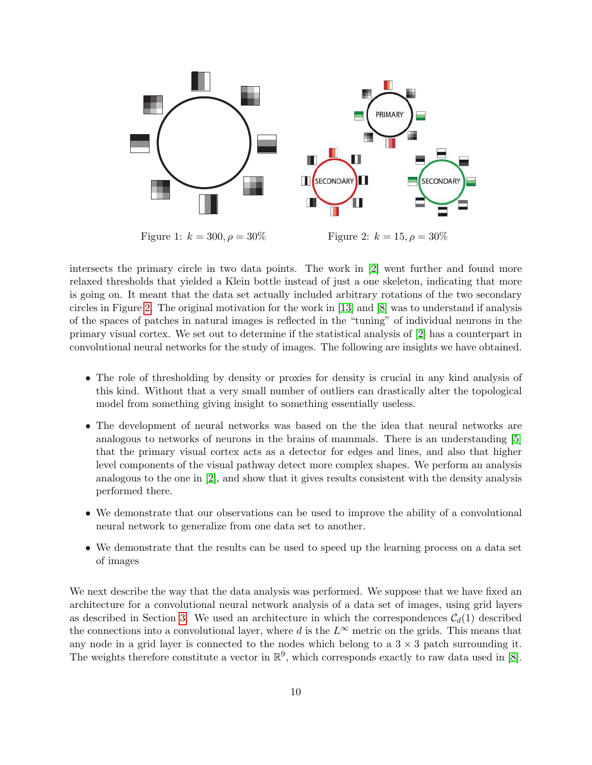Figure 1: $k = 300, \rho = 30\%$

Figure 2: $k = 15, \rho = 30\%$

intersects the primary circle in two data points. The work in [2] went further and found more relaxed thresholds that yielded a Klein bottle instead of just a one skeleton, indicating that more is going on. It meant that the data set actually included arbitrary rotations of the two secondary circles in Figure 2. The original motivation for the work in [13] and [8] was to understand if analysis of the spaces of patches in natural images is reflected in the "tuning" of individual neurons in the primary visual cortex. We set out to determine if the statistical analysis of [2] has a counterpart in convolutional neural networks for the study of images. The following are insights we have obtained.

- The role of thresholding by density or proxies for density is crucial in any kind analysis of this kind. Without that a very small number of outliers can drastically alter the topological model from something giving insight to something essentially useless.
- The development of neural networks was based on the the idea that neural networks are analogous to networks of neurons in the brains of mammals. There is an understanding [5] that the primary visual cortex acts as a detector for edges and lines, and also that higher level components of the visual pathway detect more complex shapes. We perform an analysis analogous to the one in [2], and show that it gives results consistent with the density analysis performed there.
- We demonstrate that our observations can be used to improve the ability of a convolutional neural network to generalize from one data set to another.
- We demonstrate that the results can be used to speed up the learning process on a data set of images

We next describe the way that the data analysis was performed. We suppose that we have fixed an architecture for a convolutional neural network analysis of a data set of images, using grid layers as described in Section 3. We used an architecture in which the correspondences $\mathcal{C}_d(1)$ described the connections into a convolutional layer, where $d$ is the $L^\infty$ metric on the grids. This means that any node in a grid layer is connected to the nodes which belong to a $3 \times 3$ patch surrounding it. The weights therefore constitute a vector in $\mathbb{R}^9$, which corresponds exactly to raw data used in [8].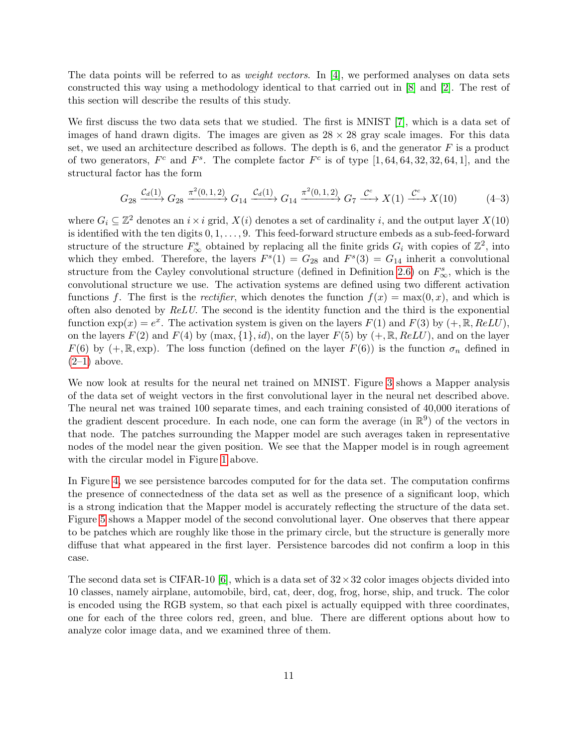The data points will be referred to as *weight vectors*. In [4], we performed analyses on data sets constructed this way using a methodology identical to that carried out in [8] and [2]. The rest of this section will describe the results of this study.

We first discuss the two data sets that we studied. The first is MNIST [7], which is a data set of images of hand drawn digits. The images are given as $28 \times 28$ gray scale images. For this data set, we used an architecture described as follows. The depth is 6, and the generator $F$ is a product of two generators, $F^c$ and $F^s$. The complete factor $F^c$ is of type $[1, 64, 64, 32, 32, 64, 1]$, and the structural factor has the form

$$G_{28} \xrightarrow{\mathcal{C}_d(1)} G_{28} \xrightarrow{\pi^2(0,1,2)} G_{14} \xrightarrow{\mathcal{C}_d(1)} G_{14} \xrightarrow{\pi^2(0,1,2)} G_7 \xrightarrow{\mathcal{C}^c} X(1) \xrightarrow{\mathcal{C}^c} X(10) \tag{4–3}$$

where $G_i \subseteq \mathbb{Z}^2$ denotes an $i \times i$ grid, $X(i)$ denotes a set of cardinality $i$, and the output layer $X(10)$ is identified with the ten digits $0, 1, \ldots, 9$. This feed-forward structure embeds as a sub-feed-forward structure of the structure $F^s_\infty$ obtained by replacing all the finite grids $G_i$ with copies of $\mathbb{Z}^2$, into which they embed. Therefore, the layers $F^s(1) = G_{28}$ and $F^s(3) = G_{14}$ inherit a convolutional structure from the Cayley convolutional structure (defined in Definition 2.6) on $F^s_\infty$, which is the convolutional structure we use. The activation systems are defined using two different activation functions $f$. The first is the *rectifier*, which denotes the function $f(x) = \max(0, x)$, and which is often also denoted by *ReLU*. The second is the identity function and the third is the exponential function $\exp(x) = e^x$. The activation system is given on the layers $F(1)$ and $F(3)$ by $(+, \mathbb{R}, ReLU)$, on the layers $F(2)$ and $F(4)$ by $(\max, \{1\}, id)$, on the layer $F(5)$ by $(+, \mathbb{R}, ReLU)$, and on the layer $F(6)$ by $(+, \mathbb{R}, \exp)$. The loss function (defined on the layer $F(6)$) is the function $\sigma_n$ defined in (2–1) above.

We now look at results for the neural net trained on MNIST. Figure 3 shows a Mapper analysis of the data set of weight vectors in the first convolutional layer in the neural net described above. The neural net was trained 100 separate times, and each training consisted of 40,000 iterations of the gradient descent procedure. In each node, one can form the average (in $\mathbb{R}^9$) of the vectors in that node. The patches surrounding the Mapper model are such averages taken in representative nodes of the model near the given position. We see that the Mapper model is in rough agreement with the circular model in Figure 1 above.

In Figure 4, we see persistence barcodes computed for for the data set. The computation confirms the presence of connectedness of the data set as well as the presence of a significant loop, which is a strong indication that the Mapper model is accurately reflecting the structure of the data set. Figure 5 shows a Mapper model of the second convolutional layer. One observes that there appear to be patches which are roughly like those in the primary circle, but the structure is generally more diffuse that what appeared in the first layer. Persistence barcodes did not confirm a loop in this case.

The second data set is CIFAR-10 [6], which is a data set of $32 \times 32$ color images objects divided into 10 classes, namely airplane, automobile, bird, cat, deer, dog, frog, horse, ship, and truck. The color is encoded using the RGB system, so that each pixel is actually equipped with three coordinates, one for each of the three colors red, green, and blue. There are different options about how to analyze color image data, and we examined three of them.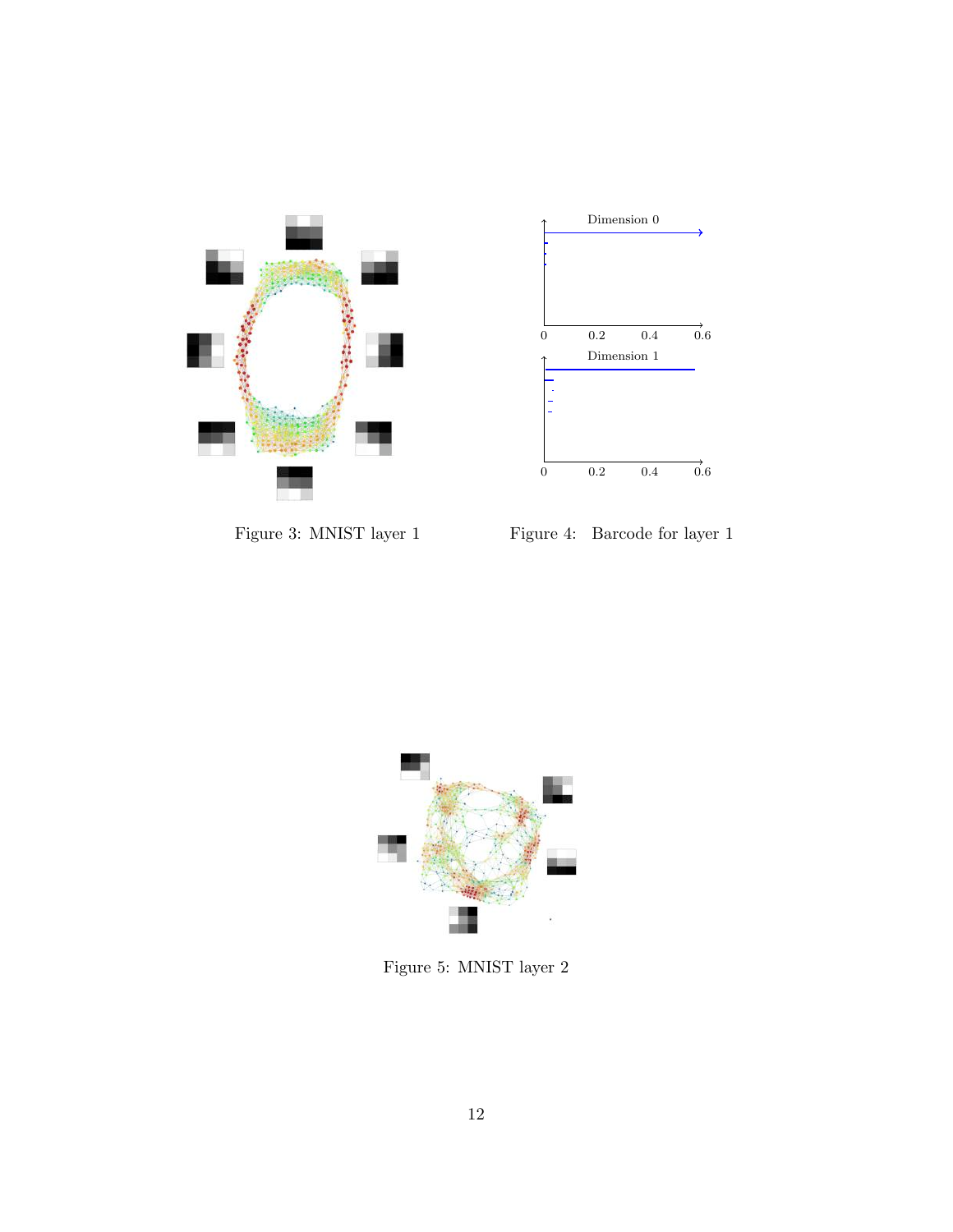Figure 3: MNIST layer 1

Figure 4: Barcode for layer 1

Figure 5: MNIST layer 2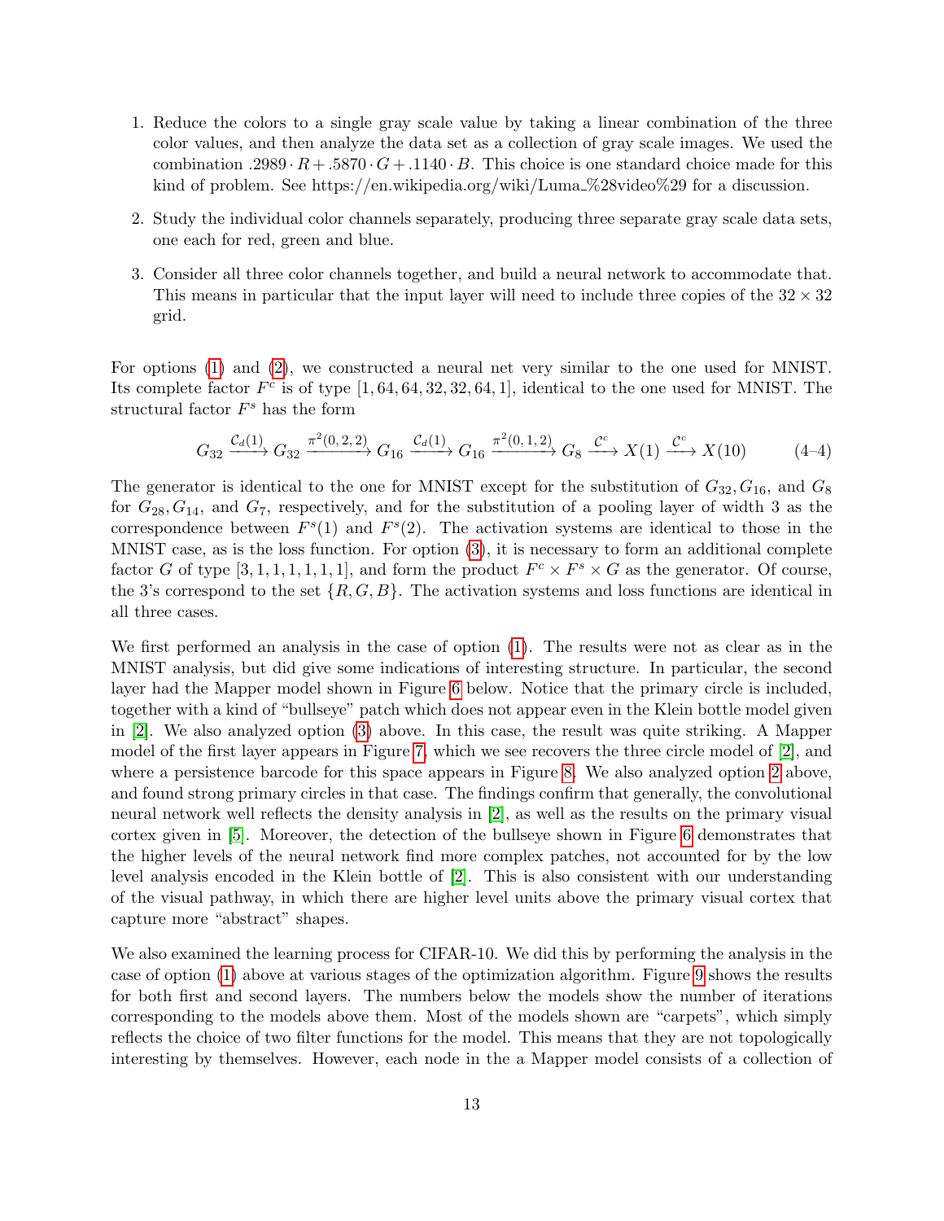1. Reduce the colors to a single gray scale value by taking a linear combination of the three color values, and then analyze the data set as a collection of gray scale images. We used the combination $.2989 \cdot R + .5870 \cdot G + .1140 \cdot B$. This choice is one standard choice made for this kind of problem. See https://en.wikipedia.org/wiki/Luma_%28video%29 for a discussion.

2. Study the individual color channels separately, producing three separate gray scale data sets, one each for red, green and blue.

3. Consider all three color channels together, and build a neural network to accommodate that. This means in particular that the input layer will need to include three copies of the $32 \times 32$ grid.

For options (1) and (2), we constructed a neural net very similar to the one used for MNIST. Its complete factor $F^c$ is of type $[1, 64, 64, 32, 32, 64, 1]$, identical to the one used for MNIST. The structural factor $F^s$ has the form

$$G_{32} \xrightarrow{\mathcal{C}_d(1)} G_{32} \xrightarrow{\pi^2(0,2,2)} G_{16} \xrightarrow{\mathcal{C}_d(1)} G_{16} \xrightarrow{\pi^2(0,1,2)} G_8 \xrightarrow{\mathcal{C}^c} X(1) \xrightarrow{\mathcal{C}^c} X(10) \qquad (4\text{–}4)$$

The generator is identical to the one for MNIST except for the substitution of $G_{32}, G_{16}$, and $G_8$ for $G_{28}, G_{14}$, and $G_7$, respectively, and for the substitution of a pooling layer of width 3 as the correspondence between $F^s(1)$ and $F^s(2)$. The activation systems are identical to those in the MNIST case, as is the loss function. For option (3), it is necessary to form an additional complete factor $G$ of type $[3, 1, 1, 1, 1, 1, 1]$, and form the product $F^c \times F^s \times G$ as the generator. Of course, the 3's correspond to the set $\{R, G, B\}$. The activation systems and loss functions are identical in all three cases.

We first performed an analysis in the case of option (1). The results were not as clear as in the MNIST analysis, but did give some indications of interesting structure. In particular, the second layer had the Mapper model shown in Figure 6 below. Notice that the primary circle is included, together with a kind of "bullseye" patch which does not appear even in the Klein bottle model given in [2]. We also analyzed option (3) above. In this case, the result was quite striking. A Mapper model of the first layer appears in Figure 7, which we see recovers the three circle model of [2], and where a persistence barcode for this space appears in Figure 8. We also analyzed option 2 above, and found strong primary circles in that case. The findings confirm that generally, the convolutional neural network well reflects the density analysis in [2], as well as the results on the primary visual cortex given in [5]. Moreover, the detection of the bullseye shown in Figure 6 demonstrates that the higher levels of the neural network find more complex patches, not accounted for by the low level analysis encoded in the Klein bottle of [2]. This is also consistent with our understanding of the visual pathway, in which there are higher level units above the primary visual cortex that capture more "abstract" shapes.

We also examined the learning process for CIFAR-10. We did this by performing the analysis in the case of option (1) above at various stages of the optimization algorithm. Figure 9 shows the results for both first and second layers. The numbers below the models show the number of iterations corresponding to the models above them. Most of the models shown are "carpets", which simply reflects the choice of two filter functions for the model. This means that they are not topologically interesting by themselves. However, each node in the a Mapper model consists of a collection of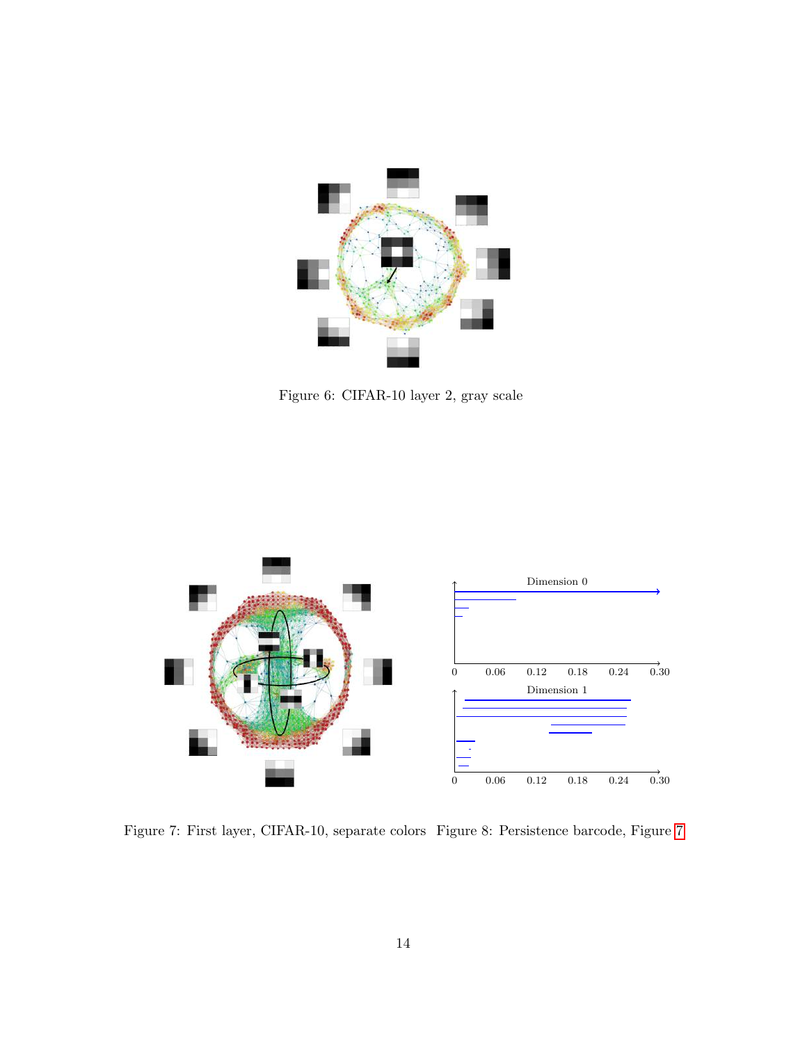Figure 6: CIFAR-10 layer 2, gray scale

Figure 7: First layer, CIFAR-10, separate colors

Figure 8: Persistence barcode, Figure 7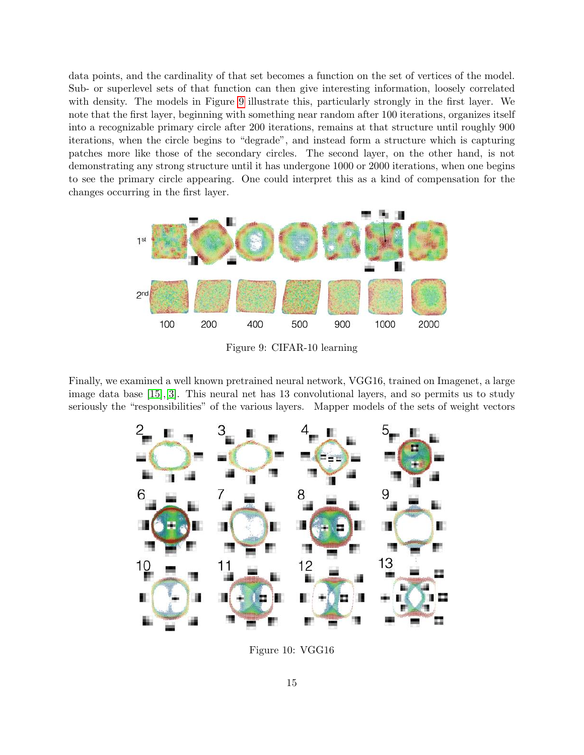data points, and the cardinality of that set becomes a function on the set of vertices of the model. Sub- or superlevel sets of that function can then give interesting information, loosely correlated with density. The models in Figure 9 illustrate this, particularly strongly in the first layer. We note that the first layer, beginning with something near random after 100 iterations, organizes itself into a recognizable primary circle after 200 iterations, remains at that structure until roughly 900 iterations, when the circle begins to "degrade", and instead form a structure which is capturing patches more like those of the secondary circles. The second layer, on the other hand, is not demonstrating any strong structure until it has undergone 1000 or 2000 iterations, when one begins to see the primary circle appearing. One could interpret this as a kind of compensation for the changes occurring in the first layer.

Figure 9: CIFAR-10 learning

Finally, we examined a well known pretrained neural network, VGG16, trained on Imagenet, a large image data base [15],[3]. This neural net has 13 convolutional layers, and so permits us to study seriously the "responsibilities" of the various layers. Mapper models of the sets of weight vectors

Figure 10: VGG16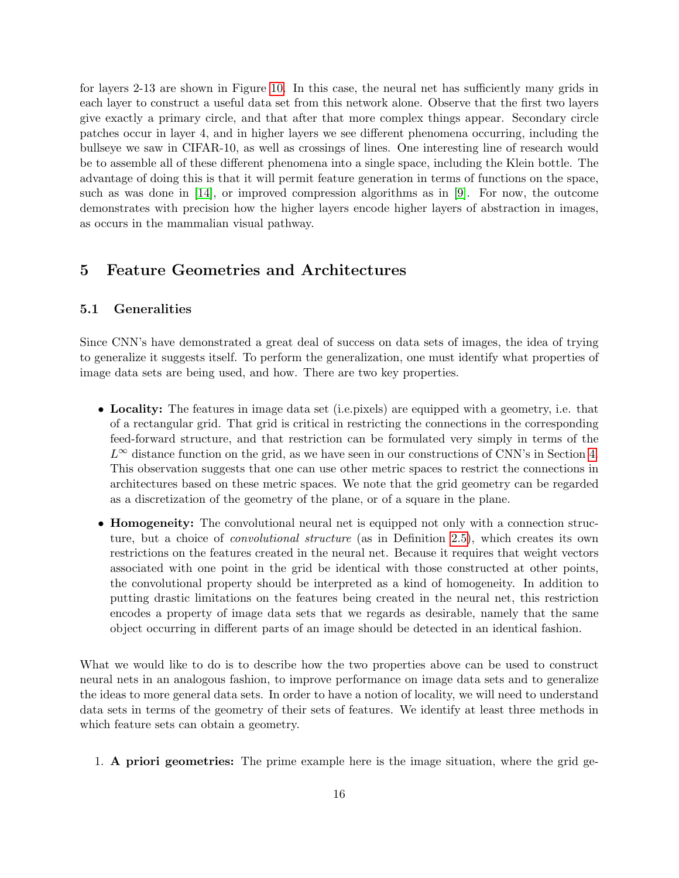for layers 2-13 are shown in Figure 10. In this case, the neural net has sufficiently many grids in each layer to construct a useful data set from this network alone. Observe that the first two layers give exactly a primary circle, and that after that more complex things appear. Secondary circle patches occur in layer 4, and in higher layers we see different phenomena occurring, including the bullseye we saw in CIFAR-10, as well as crossings of lines. One interesting line of research would be to assemble all of these different phenomena into a single space, including the Klein bottle. The advantage of doing this is that it will permit feature generation in terms of functions on the space, such as was done in [14], or improved compression algorithms as in [9]. For now, the outcome demonstrates with precision how the higher layers encode higher layers of abstraction in images, as occurs in the mammalian visual pathway.

## 5 Feature Geometries and Architectures

### 5.1 Generalities

Since CNN's have demonstrated a great deal of success on data sets of images, the idea of trying to generalize it suggests itself. To perform the generalization, one must identify what properties of image data sets are being used, and how. There are two key properties.

- **Locality:** The features in image data set (i.e.pixels) are equipped with a geometry, i.e. that of a rectangular grid. That grid is critical in restricting the connections in the corresponding feed-forward structure, and that restriction can be formulated very simply in terms of the $L^\infty$ distance function on the grid, as we have seen in our constructions of CNN's in Section 4. This observation suggests that one can use other metric spaces to restrict the connections in architectures based on these metric spaces. We note that the grid geometry can be regarded as a discretization of the geometry of the plane, or of a square in the plane.
- **Homogeneity:** The convolutional neural net is equipped not only with a connection structure, but a choice of *convolutional structure* (as in Definition 2.5), which creates its own restrictions on the features created in the neural net. Because it requires that weight vectors associated with one point in the grid be identical with those constructed at other points, the convolutional property should be interpreted as a kind of homogeneity. In addition to putting drastic limitations on the features being created in the neural net, this restriction encodes a property of image data sets that we regards as desirable, namely that the same object occurring in different parts of an image should be detected in an identical fashion.

What we would like to do is to describe how the two properties above can be used to construct neural nets in an analogous fashion, to improve performance on image data sets and to generalize the ideas to more general data sets. In order to have a notion of locality, we will need to understand data sets in terms of the geometry of their sets of features. We identify at least three methods in which feature sets can obtain a geometry.

1. **A priori geometries:** The prime example here is the image situation, where the grid ge-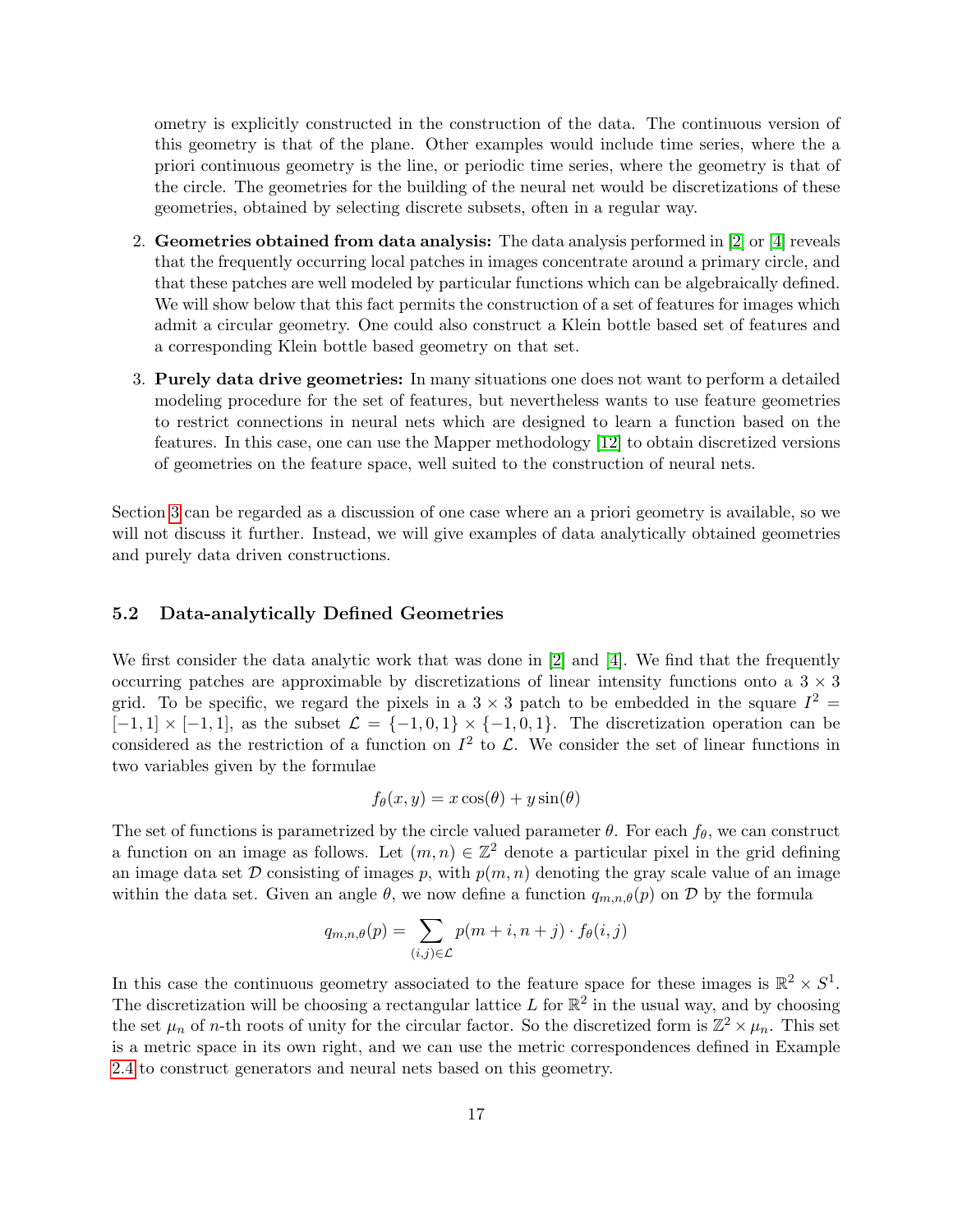ometry is explicitly constructed in the construction of the data. The continuous version of this geometry is that of the plane. Other examples would include time series, where the a priori continuous geometry is the line, or periodic time series, where the geometry is that of the circle. The geometries for the building of the neural net would be discretizations of these geometries, obtained by selecting discrete subsets, often in a regular way.

2. **Geometries obtained from data analysis:** The data analysis performed in [2] or [4] reveals that the frequently occurring local patches in images concentrate around a primary circle, and that these patches are well modeled by particular functions which can be algebraically defined. We will show below that this fact permits the construction of a set of features for images which admit a circular geometry. One could also construct a Klein bottle based set of features and a corresponding Klein bottle based geometry on that set.

3. **Purely data drive geometries:** In many situations one does not want to perform a detailed modeling procedure for the set of features, but nevertheless wants to use feature geometries to restrict connections in neural nets which are designed to learn a function based on the features. In this case, one can use the Mapper methodology [12] to obtain discretized versions of geometries on the feature space, well suited to the construction of neural nets.

Section 3 can be regarded as a discussion of one case where an a priori geometry is available, so we will not discuss it further. Instead, we will give examples of data analytically obtained geometries and purely data driven constructions.

### 5.2 Data-analytically Defined Geometries

We first consider the data analytic work that was done in [2] and [4]. We find that the frequently occurring patches are approximable by discretizations of linear intensity functions onto a $3 \times 3$ grid. To be specific, we regard the pixels in a $3 \times 3$ patch to be embedded in the square $I^2 = [-1, 1] \times [-1, 1]$, as the subset $\mathcal{L} = \{-1, 0, 1\} \times \{-1, 0, 1\}$. The discretization operation can be considered as the restriction of a function on $I^2$ to $\mathcal{L}$. We consider the set of linear functions in two variables given by the formulae

$$f_\theta(x, y) = x\cos(\theta) + y\sin(\theta)$$

The set of functions is parametrized by the circle valued parameter $\theta$. For each $f_\theta$, we can construct a function on an image as follows. Let $(m, n) \in \mathbb{Z}^2$ denote a particular pixel in the grid defining an image data set $\mathcal{D}$ consisting of images $p$, with $p(m, n)$ denoting the gray scale value of an image within the data set. Given an angle $\theta$, we now define a function $q_{m,n,\theta}(p)$ on $\mathcal{D}$ by the formula

$$q_{m,n,\theta}(p) = \sum_{(i,j) \in \mathcal{L}} p(m + i, n + j) \cdot f_\theta(i, j)$$

In this case the continuous geometry associated to the feature space for these images is $\mathbb{R}^2 \times S^1$. The discretization will be choosing a rectangular lattice $L$ for $\mathbb{R}^2$ in the usual way, and by choosing the set $\mu_n$ of $n$-th roots of unity for the circular factor. So the discretized form is $\mathbb{Z}^2 \times \mu_n$. This set is a metric space in its own right, and we can use the metric correspondences defined in Example 2.4 to construct generators and neural nets based on this geometry.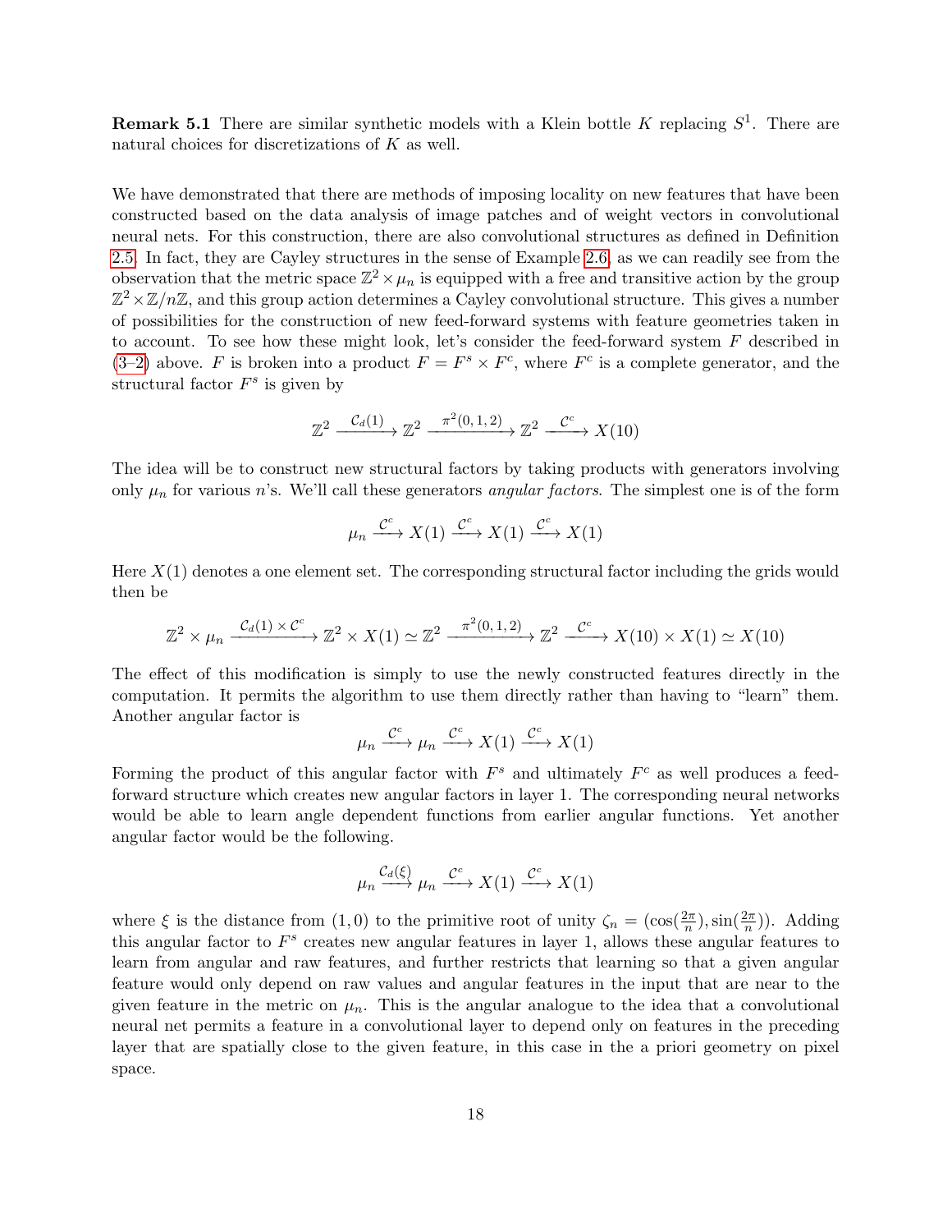**Remark 5.1** There are similar synthetic models with a Klein bottle $K$ replacing $S^1$. There are natural choices for discretizations of $K$ as well.

We have demonstrated that there are methods of imposing locality on new features that have been constructed based on the data analysis of image patches and of weight vectors in convolutional neural nets. For this construction, there are also convolutional structures as defined in Definition 2.5. In fact, they are Cayley structures in the sense of Example 2.6, as we can readily see from the observation that the metric space $\mathbb{Z}^2 \times \mu_n$ is equipped with a free and transitive action by the group $\mathbb{Z}^2 \times \mathbb{Z}/n\mathbb{Z}$, and this group action determines a Cayley convolutional structure. This gives a number of possibilities for the construction of new feed-forward systems with feature geometries taken in to account. To see how these might look, let's consider the feed-forward system $F$ described in (3–2) above. $F$ is broken into a product $F = F^s \times F^c$, where $F^c$ is a complete generator, and the structural factor $F^s$ is given by

$$\mathbb{Z}^2 \xrightarrow{\mathcal{C}_d(1)} \mathbb{Z}^2 \xrightarrow{\pi^2(0,1,2)} \mathbb{Z}^2 \xrightarrow{\mathcal{C}^c} X(10)$$

The idea will be to construct new structural factors by taking products with generators involving only $\mu_n$ for various $n$'s. We'll call these generators *angular factors*. The simplest one is of the form

$$\mu_n \xrightarrow{\mathcal{C}^c} X(1) \xrightarrow{\mathcal{C}^c} X(1) \xrightarrow{\mathcal{C}^c} X(1)$$

Here $X(1)$ denotes a one element set. The corresponding structural factor including the grids would then be

$$\mathbb{Z}^2 \times \mu_n \xrightarrow{\mathcal{C}_d(1) \times \mathcal{C}^c} \mathbb{Z}^2 \times X(1) \simeq \mathbb{Z}^2 \xrightarrow{\pi^2(0,1,2)} \mathbb{Z}^2 \xrightarrow{\mathcal{C}^c} X(10) \times X(1) \simeq X(10)$$

The effect of this modification is simply to use the newly constructed features directly in the computation. It permits the algorithm to use them directly rather than having to "learn" them. Another angular factor is

$$\mu_n \xrightarrow{\mathcal{C}^c} \mu_n \xrightarrow{\mathcal{C}^c} X(1) \xrightarrow{\mathcal{C}^c} X(1)$$

Forming the product of this angular factor with $F^s$ and ultimately $F^c$ as well produces a feed-forward structure which creates new angular factors in layer 1. The corresponding neural networks would be able to learn angle dependent functions from earlier angular functions. Yet another angular factor would be the following.

$$\mu_n \xrightarrow{\mathcal{C}_d(\xi)} \mu_n \xrightarrow{\mathcal{C}^c} X(1) \xrightarrow{\mathcal{C}^c} X(1)$$

where $\xi$ is the distance from $(1,0)$ to the primitive root of unity $\zeta_n = (\cos(\frac{2\pi}{n}), \sin(\frac{2\pi}{n}))$. Adding this angular factor to $F^s$ creates new angular features in layer 1, allows these angular features to learn from angular and raw features, and further restricts that learning so that a given angular feature would only depend on raw values and angular features in the input that are near to the given feature in the metric on $\mu_n$. This is the angular analogue to the idea that a convolutional neural net permits a feature in a convolutional layer to depend only on features in the preceding layer that are spatially close to the given feature, in this case in the a priori geometry on pixel space.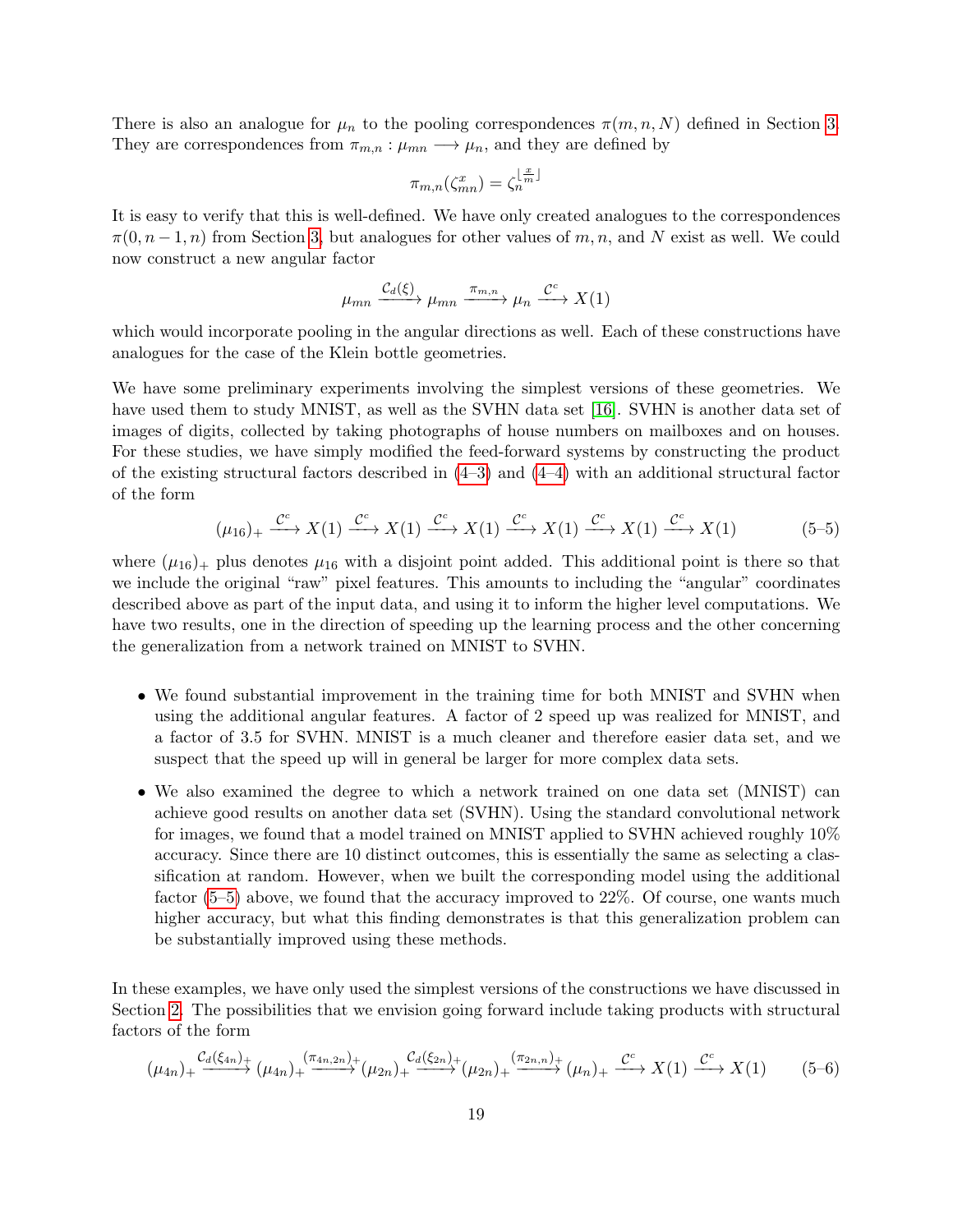There is also an analogue for $\mu_n$ to the pooling correspondences $\pi(m, n, N)$ defined in Section 3. They are correspondences from $\pi_{m,n} : \mu_{mn} \longrightarrow \mu_n$, and they are defined by

$$\pi_{m,n}(\zeta^x_{mn}) = \zeta_n^{\lfloor \frac{x}{m} \rfloor}$$

It is easy to verify that this is well-defined. We have only created analogues to the correspondences $\pi(0, n-1, n)$ from Section 3, but analogues for other values of $m, n$, and $N$ exist as well. We could now construct a new angular factor

$$\mu_{mn} \xrightarrow{\mathcal{C}_d(\xi)} \mu_{mn} \xrightarrow{\pi_{m,n}} \mu_n \xrightarrow{\mathcal{C}^c} X(1)$$

which would incorporate pooling in the angular directions as well. Each of these constructions have analogues for the case of the Klein bottle geometries.

We have some preliminary experiments involving the simplest versions of these geometries. We have used them to study MNIST, as well as the SVHN data set [16]. SVHN is another data set of images of digits, collected by taking photographs of house numbers on mailboxes and on houses. For these studies, we have simply modified the feed-forward systems by constructing the product of the existing structural factors described in (4–3) and (4–4) with an additional structural factor of the form

$$(\mu_{16})_+ \xrightarrow{\mathcal{C}^c} X(1) \xrightarrow{\mathcal{C}^c} X(1) \xrightarrow{\mathcal{C}^c} X(1) \xrightarrow{\mathcal{C}^c} X(1) \xrightarrow{\mathcal{C}^c} X(1) \xrightarrow{\mathcal{C}^c} X(1) \tag{5–5}$$

where $(\mu_{16})_+$ plus denotes $\mu_{16}$ with a disjoint point added. This additional point is there so that we include the original "raw" pixel features. This amounts to including the "angular" coordinates described above as part of the input data, and using it to inform the higher level computations. We have two results, one in the direction of speeding up the learning process and the other concerning the generalization from a network trained on MNIST to SVHN.

- We found substantial improvement in the training time for both MNIST and SVHN when using the additional angular features. A factor of 2 speed up was realized for MNIST, and a factor of 3.5 for SVHN. MNIST is a much cleaner and therefore easier data set, and we suspect that the speed up will in general be larger for more complex data sets.
- We also examined the degree to which a network trained on one data set (MNIST) can achieve good results on another data set (SVHN). Using the standard convolutional network for images, we found that a model trained on MNIST applied to SVHN achieved roughly 10% accuracy. Since there are 10 distinct outcomes, this is essentially the same as selecting a classification at random. However, when we built the corresponding model using the additional factor (5–5) above, we found that the accuracy improved to 22%. Of course, one wants much higher accuracy, but what this finding demonstrates is that this generalization problem can be substantially improved using these methods.

In these examples, we have only used the simplest versions of the constructions we have discussed in Section 2. The possibilities that we envision going forward include taking products with structural factors of the form

$$(\mu_{4n})_+ \xrightarrow{\mathcal{C}_d(\xi_{4n})_+} (\mu_{4n})_+ \xrightarrow{(\pi_{4n,2n})_+} (\mu_{2n})_+ \xrightarrow{\mathcal{C}_d(\xi_{2n})_+} (\mu_{2n})_+ \xrightarrow{(\pi_{2n,n})_+} (\mu_n)_+ \xrightarrow{\mathcal{C}^c} X(1) \xrightarrow{\mathcal{C}^c} X(1) \tag{5–6}$$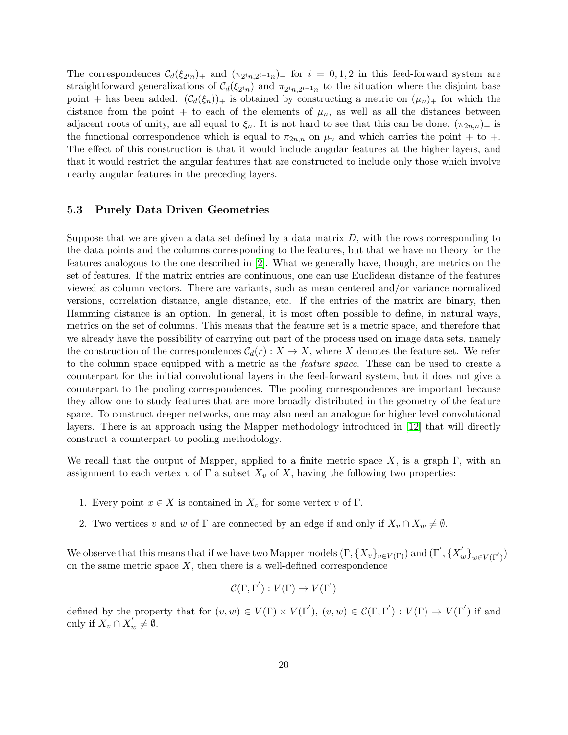The correspondences $\mathcal{C}_d(\xi_{2^i n})_+$ and $(\pi_{2^i n, 2^{i-1} n})_+$ for $i = 0, 1, 2$ in this feed-forward system are straightforward generalizations of $\mathcal{C}_d(\xi_{2^i n})$ and $\pi_{2^i n, 2^{i-1} n}$ to the situation where the disjoint base point $+$ has been added. $(\mathcal{C}_d(\xi_n))_+$ is obtained by constructing a metric on $(\mu_n)_+$ for which the distance from the point $+$ to each of the elements of $\mu_n$, as well as all the distances between adjacent roots of unity, are all equal to $\xi_n$. It is not hard to see that this can be done. $(\pi_{2n,n})_+$ is the functional correspondence which is equal to $\pi_{2n,n}$ on $\mu_n$ and which carries the point $+$ to $+$. The effect of this construction is that it would include angular features at the higher layers, and that it would restrict the angular features that are constructed to include only those which involve nearby angular features in the preceding layers.

### 5.3 Purely Data Driven Geometries

Suppose that we are given a data set defined by a data matrix $D$, with the rows corresponding to the data points and the columns corresponding to the features, but that we have no theory for the features analogous to the one described in [2]. What we generally have, though, are metrics on the set of features. If the matrix entries are continuous, one can use Euclidean distance of the features viewed as column vectors. There are variants, such as mean centered and/or variance normalized versions, correlation distance, angle distance, etc. If the entries of the matrix are binary, then Hamming distance is an option. In general, it is most often possible to define, in natural ways, metrics on the set of columns. This means that the feature set is a metric space, and therefore that we already have the possibility of carrying out part of the process used on image data sets, namely the construction of the correspondences $\mathcal{C}_d(r) : X \to X$, where $X$ denotes the feature set. We refer to the column space equipped with a metric as the *feature space*. These can be used to create a counterpart for the initial convolutional layers in the feed-forward system, but it does not give a counterpart to the pooling correspondences. The pooling correspondences are important because they allow one to study features that are more broadly distributed in the geometry of the feature space. To construct deeper networks, one may also need an analogue for higher level convolutional layers. There is an approach using the Mapper methodology introduced in [12] that will directly construct a counterpart to pooling methodology.

We recall that the output of Mapper, applied to a finite metric space $X$, is a graph $\Gamma$, with an assignment to each vertex $v$ of $\Gamma$ a subset $X_v$ of $X$, having the following two properties:

1. Every point $x \in X$ is contained in $X_v$ for some vertex $v$ of $\Gamma$.
2. Two vertices $v$ and $w$ of $\Gamma$ are connected by an edge if and only if $X_v \cap X_w \neq \emptyset$.

We observe that this means that if we have two Mapper models $(\Gamma, \{X_v\}_{v \in V(\Gamma)})$ and $(\Gamma', \{X'_w\}_{w \in V(\Gamma')})$ on the same metric space $X$, then there is a well-defined correspondence

$$\mathcal{C}(\Gamma, \Gamma') : V(\Gamma) \to V(\Gamma')$$

defined by the property that for $(v, w) \in V(\Gamma) \times V(\Gamma')$, $(v, w) \in \mathcal{C}(\Gamma, \Gamma') : V(\Gamma) \to V(\Gamma')$ if and only if $X_v \cap X'_w \neq \emptyset$.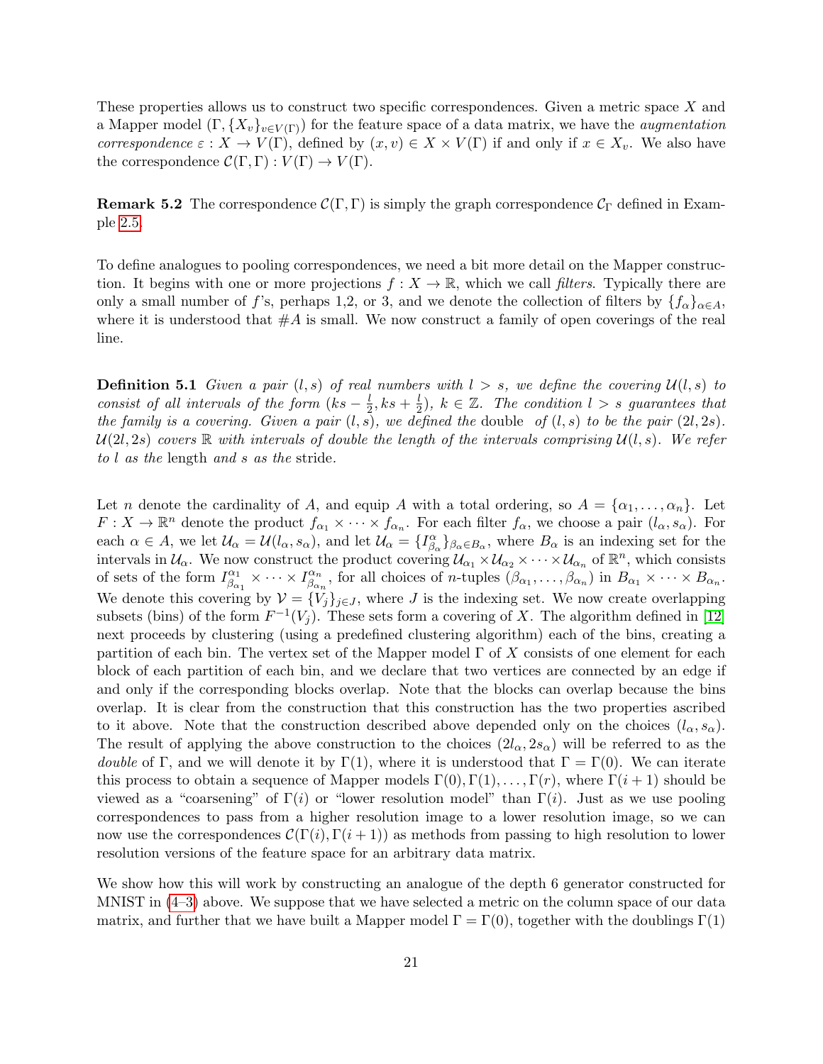These properties allows us to construct two specific correspondences. Given a metric space $X$ and a Mapper model $(\Gamma, \{X_v\}_{v \in V(\Gamma)})$ for the feature space of a data matrix, we have the *augmentation correspondence* $\varepsilon : X \to V(\Gamma)$, defined by $(x, v) \in X \times V(\Gamma)$ if and only if $x \in X_v$. We also have the correspondence $\mathcal{C}(\Gamma, \Gamma) : V(\Gamma) \to V(\Gamma)$.

**Remark 5.2** The correspondence $\mathcal{C}(\Gamma, \Gamma)$ is simply the graph correspondence $\mathcal{C}_\Gamma$ defined in Example 2.5.

To define analogues to pooling correspondences, we need a bit more detail on the Mapper construction. It begins with one or more projections $f : X \to \mathbb{R}$, which we call *filters*. Typically there are only a small number of $f$'s, perhaps 1,2, or 3, and we denote the collection of filters by $\{f_\alpha\}_{\alpha \in A}$, where it is understood that $\# A$ is small. We now construct a family of open coverings of the real line.

**Definition 5.1** *Given a pair $(l, s)$ of real numbers with $l > s$, we define the covering $\mathcal{U}(l, s)$ to consist of all intervals of the form $(ks - \frac{l}{2}, ks + \frac{l}{2})$, $k \in \mathbb{Z}$. The condition $l > s$ guarantees that the family is a covering. Given a pair $(l, s)$, we defined the* double *of $(l, s)$ to be the pair $(2l, 2s)$. $\mathcal{U}(2l, 2s)$ covers $\mathbb{R}$ with intervals of double the length of the intervals comprising $\mathcal{U}(l, s)$. We refer to $l$ as the* length *and $s$ as the* stride.

Let $n$ denote the cardinality of $A$, and equip $A$ with a total ordering, so $A = \{\alpha_1, \ldots, \alpha_n\}$. Let $F : X \to \mathbb{R}^n$ denote the product $f_{\alpha_1} \times \cdots \times f_{\alpha_n}$. For each filter $f_\alpha$, we choose a pair $(l_\alpha, s_\alpha)$. For each $\alpha \in A$, we let $\mathcal{U}_\alpha = \mathcal{U}(l_\alpha, s_\alpha)$, and let $\mathcal{U}_\alpha = \{I^\alpha_{\beta_\alpha}\}_{\beta_\alpha \in B_\alpha}$, where $B_\alpha$ is an indexing set for the intervals in $\mathcal{U}_\alpha$. We now construct the product covering $\mathcal{U}_{\alpha_1} \times \mathcal{U}_{\alpha_2} \times \cdots \times \mathcal{U}_{\alpha_n}$ of $\mathbb{R}^n$, which consists of sets of the form $I^{\alpha_1}_{\beta_{\alpha_1}} \times \cdots \times I^{\alpha_n}_{\beta_{\alpha_n}}$, for all choices of $n$-tuples $(\beta_{\alpha_1}, \ldots, \beta_{\alpha_n})$ in $B_{\alpha_1} \times \cdots \times B_{\alpha_n}$. We denote this covering by $\mathcal{V} = \{V_j\}_{j \in J}$, where $J$ is the indexing set. We now create overlapping subsets (bins) of the form $F^{-1}(V_j)$. These sets form a covering of $X$. The algorithm defined in [12] next proceeds by clustering (using a predefined clustering algorithm) each of the bins, creating a partition of each bin. The vertex set of the Mapper model $\Gamma$ of $X$ consists of one element for each block of each partition of each bin, and we declare that two vertices are connected by an edge if and only if the corresponding blocks overlap. Note that the blocks can overlap because the bins overlap. It is clear from the construction that this construction has the two properties ascribed to it above. Note that the construction described above depended only on the choices $(l_\alpha, s_\alpha)$. The result of applying the above construction to the choices $(2l_\alpha, 2s_\alpha)$ will be referred to as the *double* of $\Gamma$, and we will denote it by $\Gamma(1)$, where it is understood that $\Gamma = \Gamma(0)$. We can iterate this process to obtain a sequence of Mapper models $\Gamma(0), \Gamma(1), \ldots, \Gamma(r)$, where $\Gamma(i+1)$ should be viewed as a "coarsening" of $\Gamma(i)$ or "lower resolution model" than $\Gamma(i)$. Just as we use pooling correspondences to pass from a higher resolution image to a lower resolution image, so we can now use the correspondences $\mathcal{C}(\Gamma(i), \Gamma(i+1))$ as methods from passing to high resolution to lower resolution versions of the feature space for an arbitrary data matrix.

We show how this will work by constructing an analogue of the depth 6 generator constructed for MNIST in (4–3) above. We suppose that we have selected a metric on the column space of our data matrix, and further that we have built a Mapper model $\Gamma = \Gamma(0)$, together with the doublings $\Gamma(1)$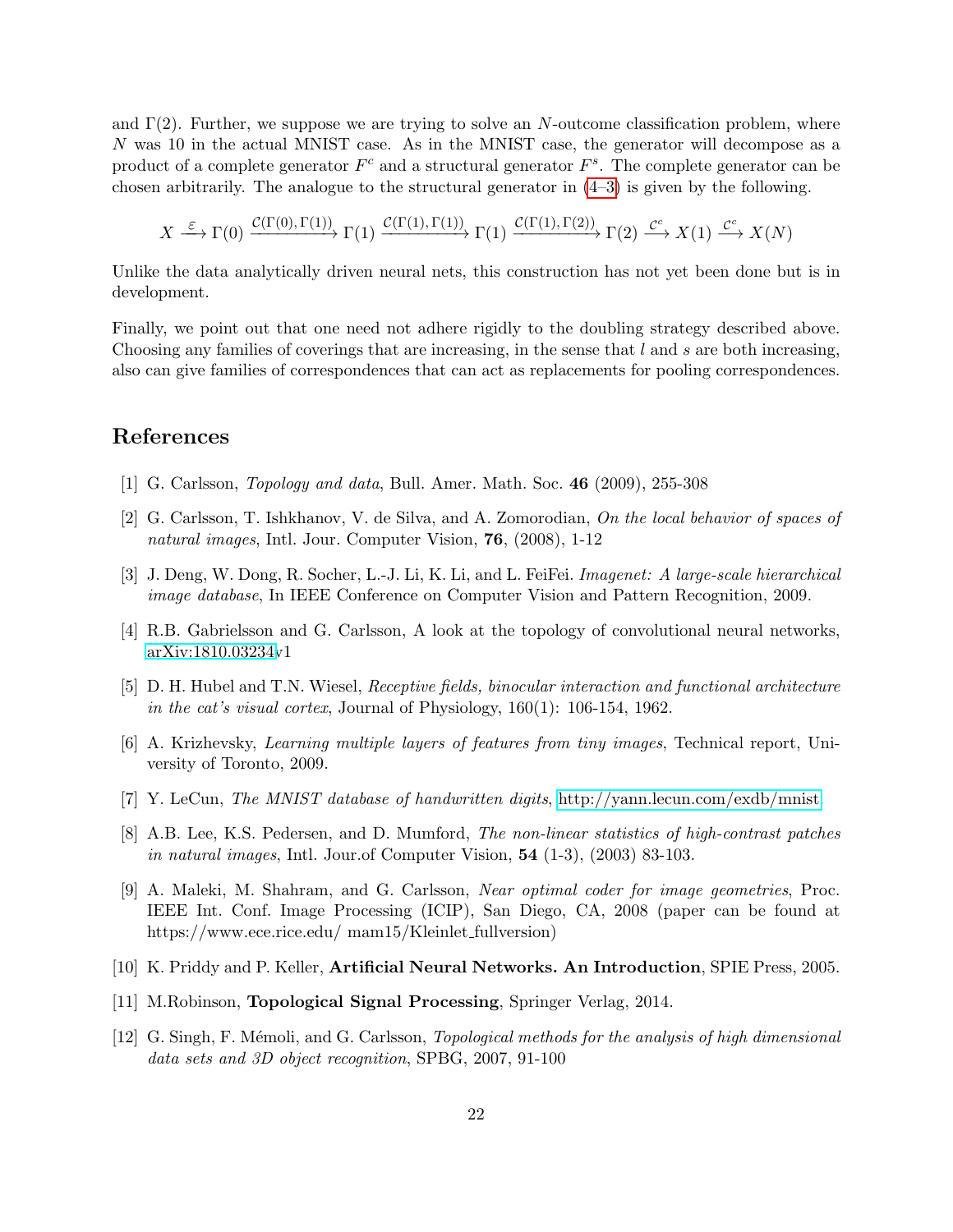and $\Gamma(2)$. Further, we suppose we are trying to solve an $N$-outcome classification problem, where $N$ was 10 in the actual MNIST case. As in the MNIST case, the generator will decompose as a product of a complete generator $F^c$ and a structural generator $F^s$. The complete generator can be chosen arbitrarily. The analogue to the structural generator in (4–3) is given by the following.

$$X \xrightarrow{\varepsilon} \Gamma(0) \xrightarrow{\mathcal{C}(\Gamma(0),\Gamma(1))} \Gamma(1) \xrightarrow{\mathcal{C}(\Gamma(1),\Gamma(1))} \Gamma(1) \xrightarrow{\mathcal{C}(\Gamma(1),\Gamma(2))} \Gamma(2) \xrightarrow{\mathcal{C}^c} X(1) \xrightarrow{\mathcal{C}^c} X(N)$$

Unlike the data analytically driven neural nets, this construction has not yet been done but is in development.

Finally, we point out that one need not adhere rigidly to the doubling strategy described above. Choosing any families of coverings that are increasing, in the sense that $l$ and $s$ are both increasing, also can give families of correspondences that can act as replacements for pooling correspondences.

## References

[1] G. Carlsson, *Topology and data*, Bull. Amer. Math. Soc. **46** (2009), 255-308

[2] G. Carlsson, T. Ishkhanov, V. de Silva, and A. Zomorodian, *On the local behavior of spaces of natural images*, Intl. Jour. Computer Vision, **76**, (2008), 1-12

[3] J. Deng, W. Dong, R. Socher, L.-J. Li, K. Li, and L. FeiFei. *Imagenet: A large-scale hierarchical image database*, In IEEE Conference on Computer Vision and Pattern Recognition, 2009.

[4] R.B. Gabrielsson and G. Carlsson, A look at the topology of convolutional neural networks, arXiv:1810.03234v1

[5] D. H. Hubel and T.N. Wiesel, *Receptive fields, binocular interaction and functional architecture in the cat's visual cortex*, Journal of Physiology, 160(1): 106-154, 1962.

[6] A. Krizhevsky, *Learning multiple layers of features from tiny images*, Technical report, University of Toronto, 2009.

[7] Y. LeCun, *The MNIST database of handwritten digits*, http://yann.lecun.com/exdb/mnist

[8] A.B. Lee, K.S. Pedersen, and D. Mumford, *The non-linear statistics of high-contrast patches in natural images*, Intl. Jour.of Computer Vision, **54** (1-3), (2003) 83-103.

[9] A. Maleki, M. Shahram, and G. Carlsson, *Near optimal coder for image geometries*, Proc. IEEE Int. Conf. Image Processing (ICIP), San Diego, CA, 2008 (paper can be found at https://www.ece.rice.edu/ mam15/Kleinlet_fullversion)

[10] K. Priddy and P. Keller, **Artificial Neural Networks. An Introduction**, SPIE Press, 2005.

[11] M.Robinson, **Topological Signal Processing**, Springer Verlag, 2014.

[12] G. Singh, F. Mémoli, and G. Carlsson, *Topological methods for the analysis of high dimensional data sets and 3D object recognition*, SPBG, 2007, 91-100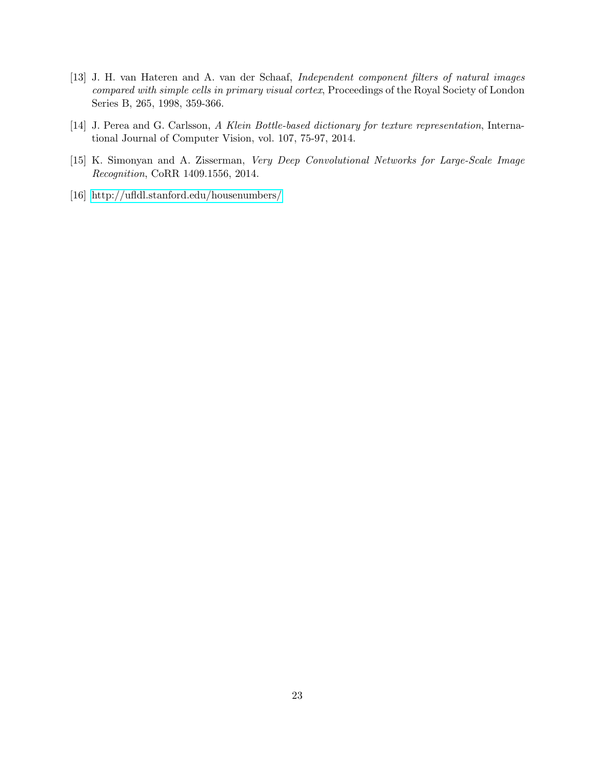[13] J. H. van Hateren and A. van der Schaaf, *Independent component filters of natural images compared with simple cells in primary visual cortex*, Proceedings of the Royal Society of London Series B, 265, 1998, 359-366.

[14] J. Perea and G. Carlsson, *A Klein Bottle-based dictionary for texture representation*, International Journal of Computer Vision, vol. 107, 75-97, 2014.

[15] K. Simonyan and A. Zisserman, *Very Deep Convolutional Networks for Large-Scale Image Recognition*, CoRR 1409.1556, 2014.

[16] http://ufldl.stanford.edu/housenumbers/